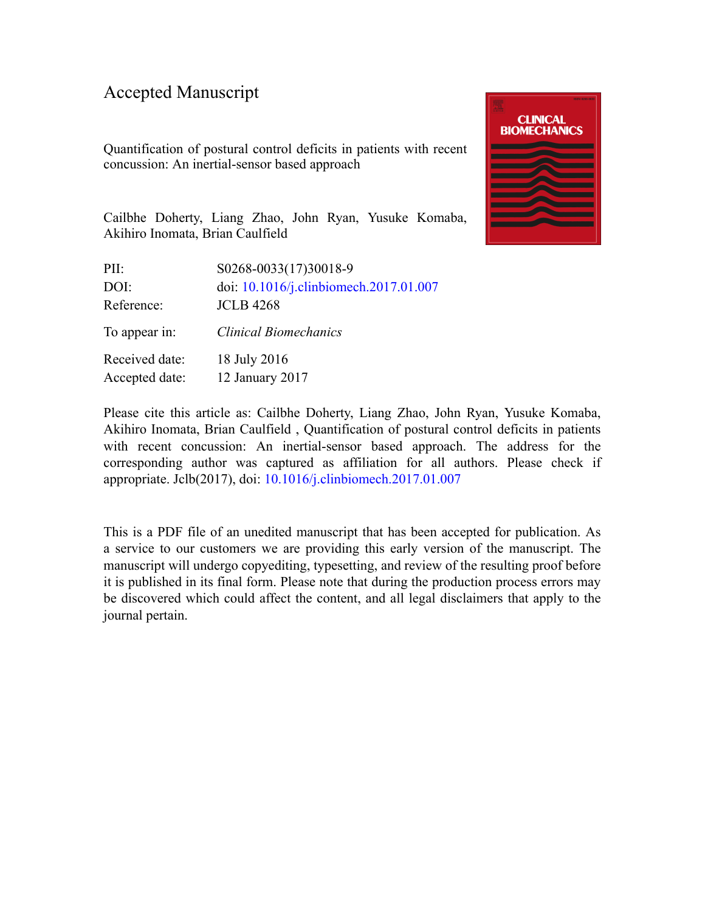# Accepted Manuscript

Quantification of postural control deficits in patients with recent concussion: An inertial-sensor based approach

Cailbhe Doherty, Liang Zhao, John Ryan, Yusuke Komaba, Akihiro Inomata, Brian Caulfield

| | |
|---|---|
| PII: | S0268-0033(17)30018-9 |
| DOI: | doi: 10.1016/j.clinbiomech.2017.01.007 |
| Reference: | JCLB 4268 |
| To appear in: | *Clinical Biomechanics* |
| Received date: | 18 July 2016 |
| Accepted date: | 12 January 2017 |

Please cite this article as: Cailbhe Doherty, Liang Zhao, John Ryan, Yusuke Komaba, Akihiro Inomata, Brian Caulfield , Quantification of postural control deficits in patients with recent concussion: An inertial-sensor based approach. The address for the corresponding author was captured as affiliation for all authors. Please check if appropriate. Jclb(2017), doi: 10.1016/j.clinbiomech.2017.01.007

This is a PDF file of an unedited manuscript that has been accepted for publication. As a service to our customers we are providing this early version of the manuscript. The manuscript will undergo copyediting, typesetting, and review of the resulting proof before it is published in its final form. Please note that during the production process errors may be discovered which could affect the content, and all legal disclaimers that apply to the journal pertain.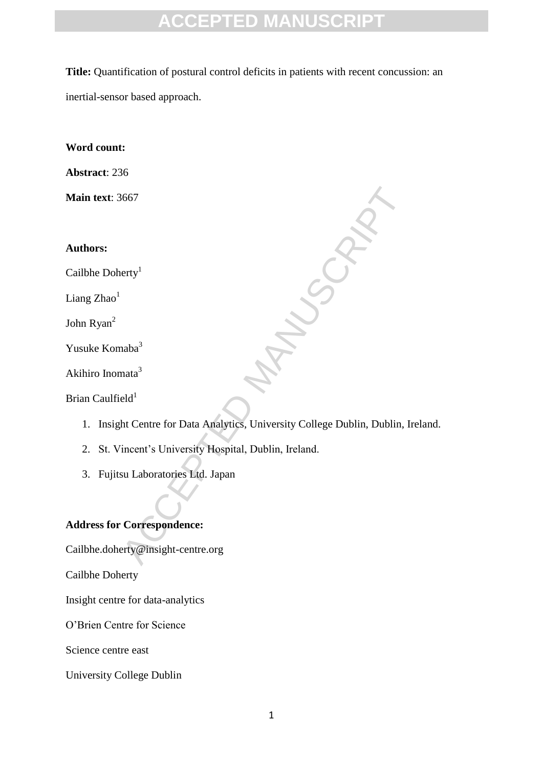**Title:** Quantification of postural control deficits in patients with recent concussion: an inertial-sensor based approach.

**Word count:**

**Abstract**: 236

**Main text**: 3667

**Authors:**

Cailbhe Doherty[1]

Liang Zhao[1]

John Ryan[2]

Yusuke Komaba[3]

Akihiro Inomata[3]

Brian Caulfield[1]

1. Insight Centre for Data Analytics, University College Dublin, Dublin, Ireland.
2. St. Vincent's University Hospital, Dublin, Ireland.
3. Fujitsu Laboratories Ltd. Japan

**Address for Correspondence:**

Cailbhe.doherty@insight-centre.org

Cailbhe Doherty

Insight centre for data-analytics

O'Brien Centre for Science

Science centre east

University College Dublin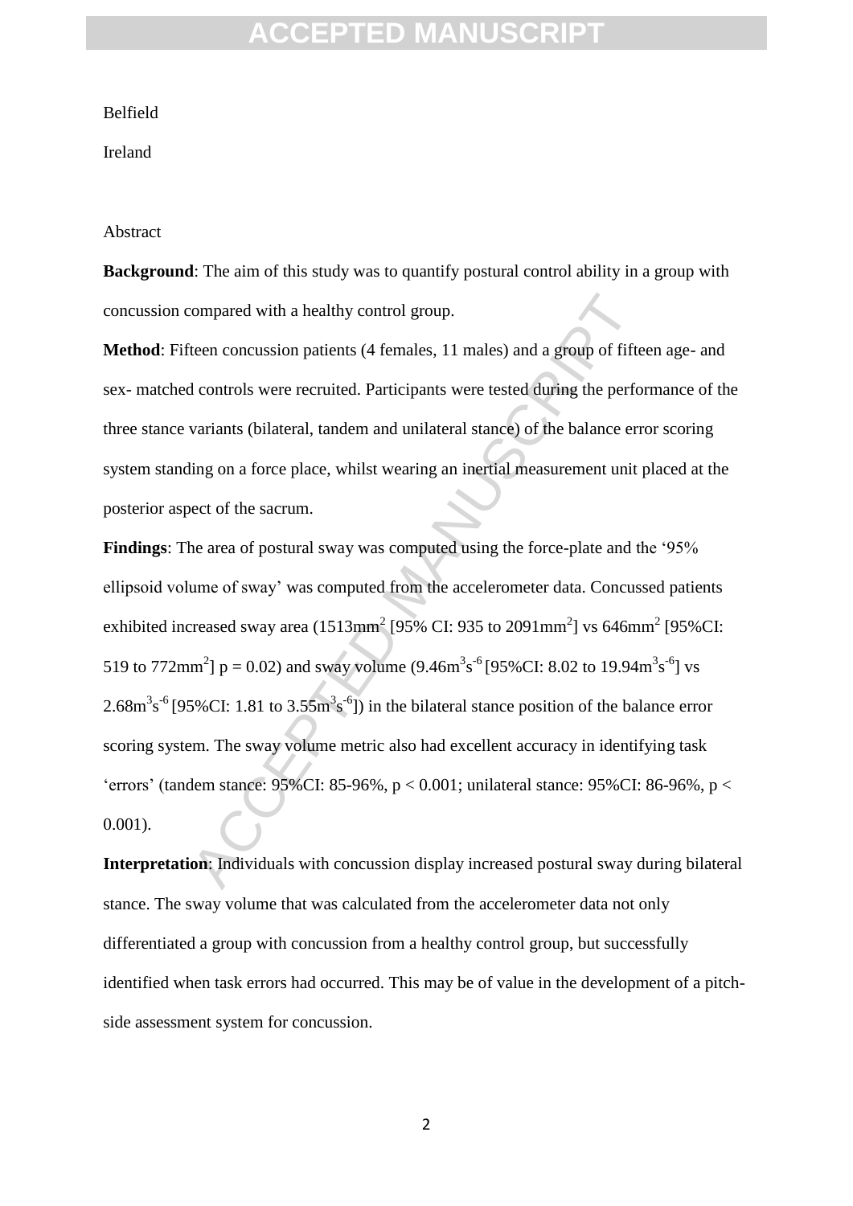Belfield

Ireland

Abstract

**Background**: The aim of this study was to quantify postural control ability in a group with concussion compared with a healthy control group.

**Method**: Fifteen concussion patients (4 females, 11 males) and a group of fifteen age- and sex- matched controls were recruited. Participants were tested during the performance of the three stance variants (bilateral, tandem and unilateral stance) of the balance error scoring system standing on a force place, whilst wearing an inertial measurement unit placed at the posterior aspect of the sacrum.

**Findings**: The area of postural sway was computed using the force-plate and the '95% ellipsoid volume of sway' was computed from the accelerometer data. Concussed patients exhibited increased sway area (1513mm$^2$ [95% CI: 935 to 2091mm$^2$] vs 646mm$^2$ [95%CI: 519 to 772mm$^2$] $p = 0.02$) and sway volume (9.46m$^3$s$^{-6}$ [95%CI: 8.02 to 19.94m$^3$s$^{-6}$] vs 2.68m$^3$s$^{-6}$ [95%CI: 1.81 to 3.55m$^3$s$^{-6}$]) in the bilateral stance position of the balance error scoring system. The sway volume metric also had excellent accuracy in identifying task 'errors' (tandem stance: 95%CI: 85-96%, $p < 0.001$; unilateral stance: 95%CI: 86-96%, $p < 0.001$).

**Interpretation**: Individuals with concussion display increased postural sway during bilateral stance. The sway volume that was calculated from the accelerometer data not only differentiated a group with concussion from a healthy control group, but successfully identified when task errors had occurred. This may be of value in the development of a pitch-side assessment system for concussion.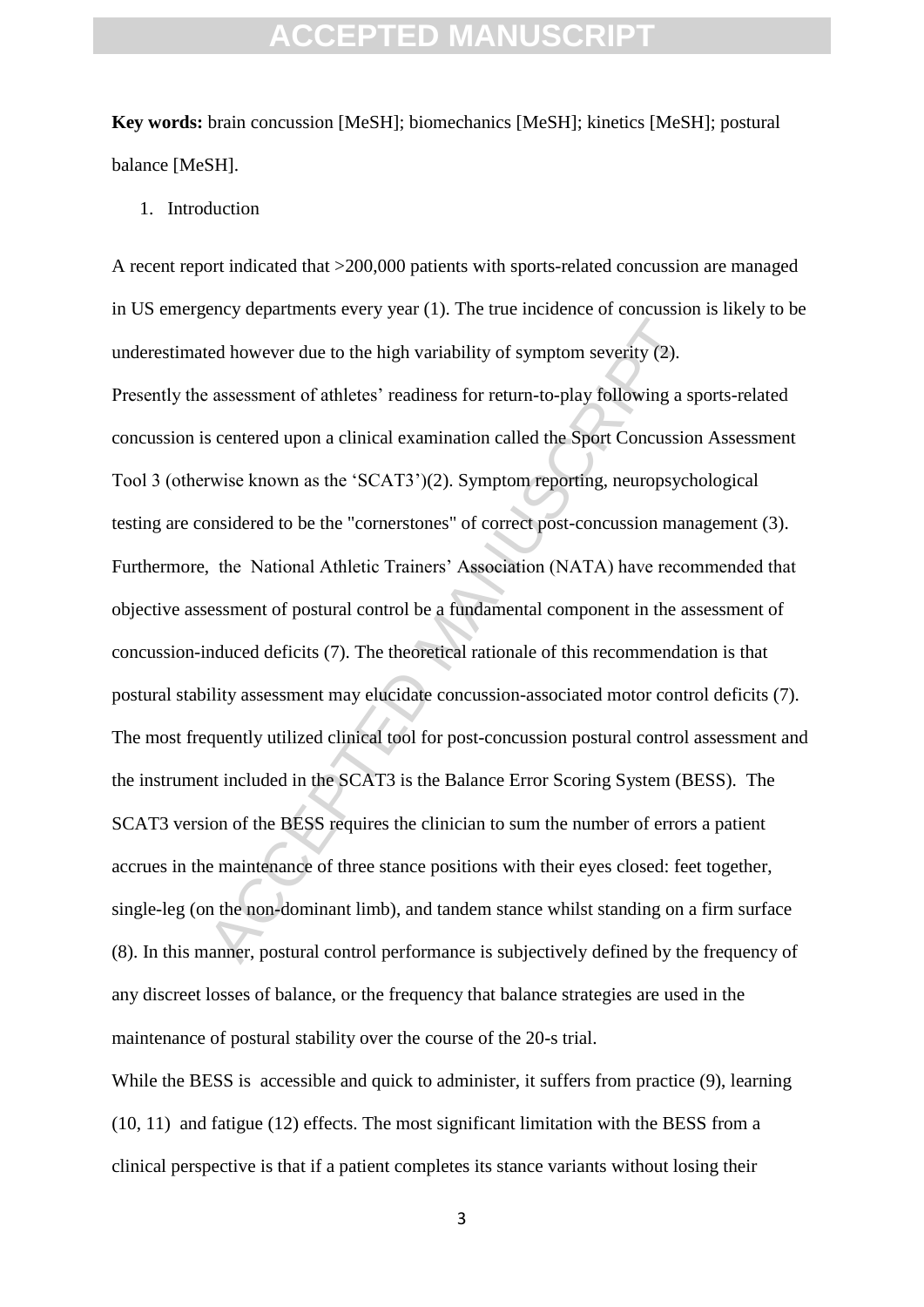**Key words:** brain concussion [MeSH]; biomechanics [MeSH]; kinetics [MeSH]; postural balance [MeSH].

1. Introduction

A recent report indicated that >200,000 patients with sports-related concussion are managed in US emergency departments every year (1). The true incidence of concussion is likely to be underestimated however due to the high variability of symptom severity (2).

Presently the assessment of athletes' readiness for return-to-play following a sports-related concussion is centered upon a clinical examination called the Sport Concussion Assessment Tool 3 (otherwise known as the 'SCAT3')(2). Symptom reporting, neuropsychological testing are considered to be the "cornerstones" of correct post-concussion management (3). Furthermore, the National Athletic Trainers' Association (NATA) have recommended that objective assessment of postural control be a fundamental component in the assessment of concussion-induced deficits (7). The theoretical rationale of this recommendation is that postural stability assessment may elucidate concussion-associated motor control deficits (7). The most frequently utilized clinical tool for post-concussion postural control assessment and the instrument included in the SCAT3 is the Balance Error Scoring System (BESS). The SCAT3 version of the BESS requires the clinician to sum the number of errors a patient accrues in the maintenance of three stance positions with their eyes closed: feet together, single-leg (on the non-dominant limb), and tandem stance whilst standing on a firm surface (8). In this manner, postural control performance is subjectively defined by the frequency of any discreet losses of balance, or the frequency that balance strategies are used in the maintenance of postural stability over the course of the 20-s trial.

While the BESS is accessible and quick to administer, it suffers from practice (9), learning (10, 11) and fatigue (12) effects. The most significant limitation with the BESS from a clinical perspective is that if a patient completes its stance variants without losing their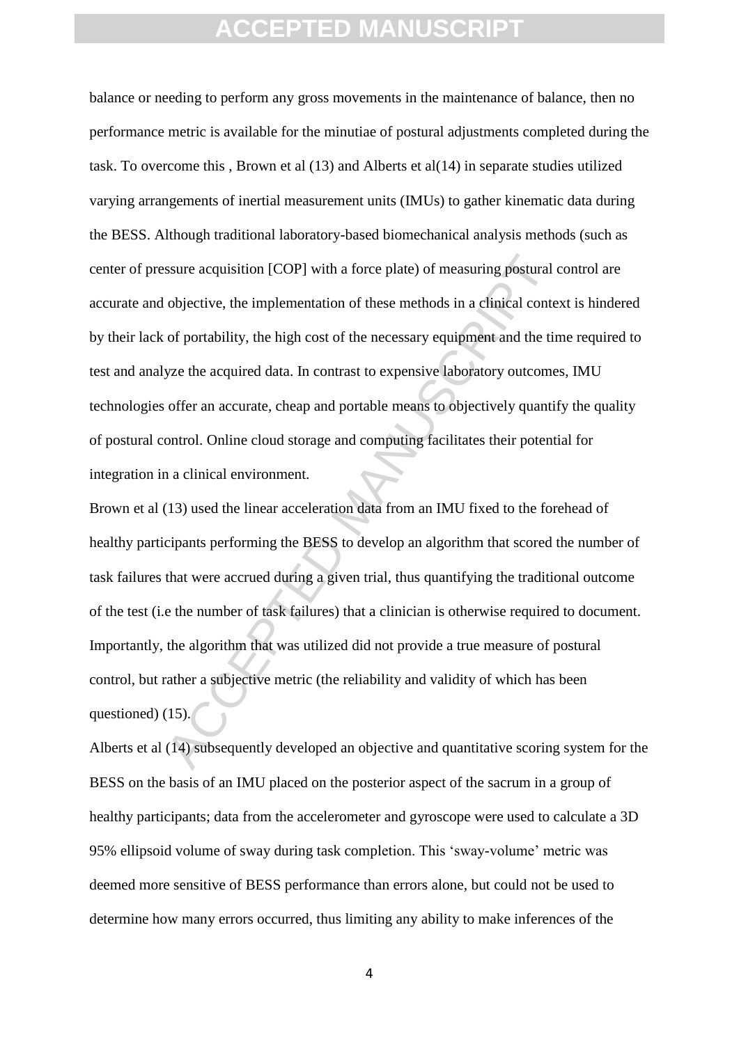balance or needing to perform any gross movements in the maintenance of balance, then no performance metric is available for the minutiae of postural adjustments completed during the task. To overcome this , Brown et al (13) and Alberts et al(14) in separate studies utilized varying arrangements of inertial measurement units (IMUs) to gather kinematic data during the BESS. Although traditional laboratory-based biomechanical analysis methods (such as center of pressure acquisition [COP] with a force plate) of measuring postural control are accurate and objective, the implementation of these methods in a clinical context is hindered by their lack of portability, the high cost of the necessary equipment and the time required to test and analyze the acquired data. In contrast to expensive laboratory outcomes, IMU technologies offer an accurate, cheap and portable means to objectively quantify the quality of postural control. Online cloud storage and computing facilitates their potential for integration in a clinical environment.

Brown et al (13) used the linear acceleration data from an IMU fixed to the forehead of healthy participants performing the BESS to develop an algorithm that scored the number of task failures that were accrued during a given trial, thus quantifying the traditional outcome of the test (i.e the number of task failures) that a clinician is otherwise required to document. Importantly, the algorithm that was utilized did not provide a true measure of postural control, but rather a subjective metric (the reliability and validity of which has been questioned) (15).

Alberts et al (14) subsequently developed an objective and quantitative scoring system for the BESS on the basis of an IMU placed on the posterior aspect of the sacrum in a group of healthy participants; data from the accelerometer and gyroscope were used to calculate a 3D 95% ellipsoid volume of sway during task completion. This 'sway-volume' metric was deemed more sensitive of BESS performance than errors alone, but could not be used to determine how many errors occurred, thus limiting any ability to make inferences of the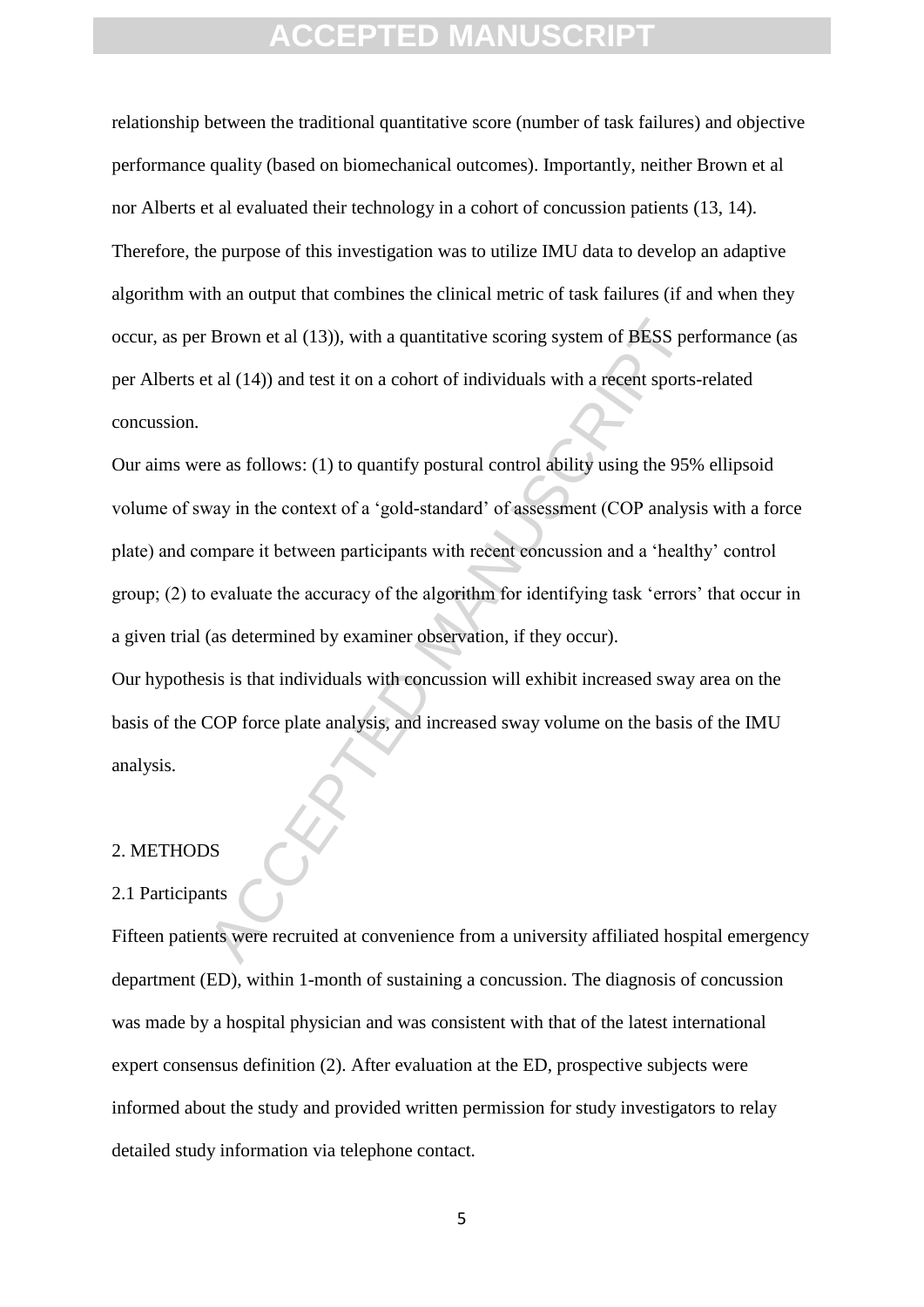relationship between the traditional quantitative score (number of task failures) and objective performance quality (based on biomechanical outcomes). Importantly, neither Brown et al nor Alberts et al evaluated their technology in a cohort of concussion patients (13, 14). Therefore, the purpose of this investigation was to utilize IMU data to develop an adaptive algorithm with an output that combines the clinical metric of task failures (if and when they occur, as per Brown et al (13)), with a quantitative scoring system of BESS performance (as per Alberts et al (14)) and test it on a cohort of individuals with a recent sports-related concussion.

Our aims were as follows: (1) to quantify postural control ability using the 95% ellipsoid volume of sway in the context of a 'gold-standard' of assessment (COP analysis with a force plate) and compare it between participants with recent concussion and a 'healthy' control group; (2) to evaluate the accuracy of the algorithm for identifying task 'errors' that occur in a given trial (as determined by examiner observation, if they occur).

Our hypothesis is that individuals with concussion will exhibit increased sway area on the basis of the COP force plate analysis, and increased sway volume on the basis of the IMU analysis.

## 2. METHODS

### 2.1 Participants

Fifteen patients were recruited at convenience from a university affiliated hospital emergency department (ED), within 1-month of sustaining a concussion. The diagnosis of concussion was made by a hospital physician and was consistent with that of the latest international expert consensus definition (2). After evaluation at the ED, prospective subjects were informed about the study and provided written permission for study investigators to relay detailed study information via telephone contact.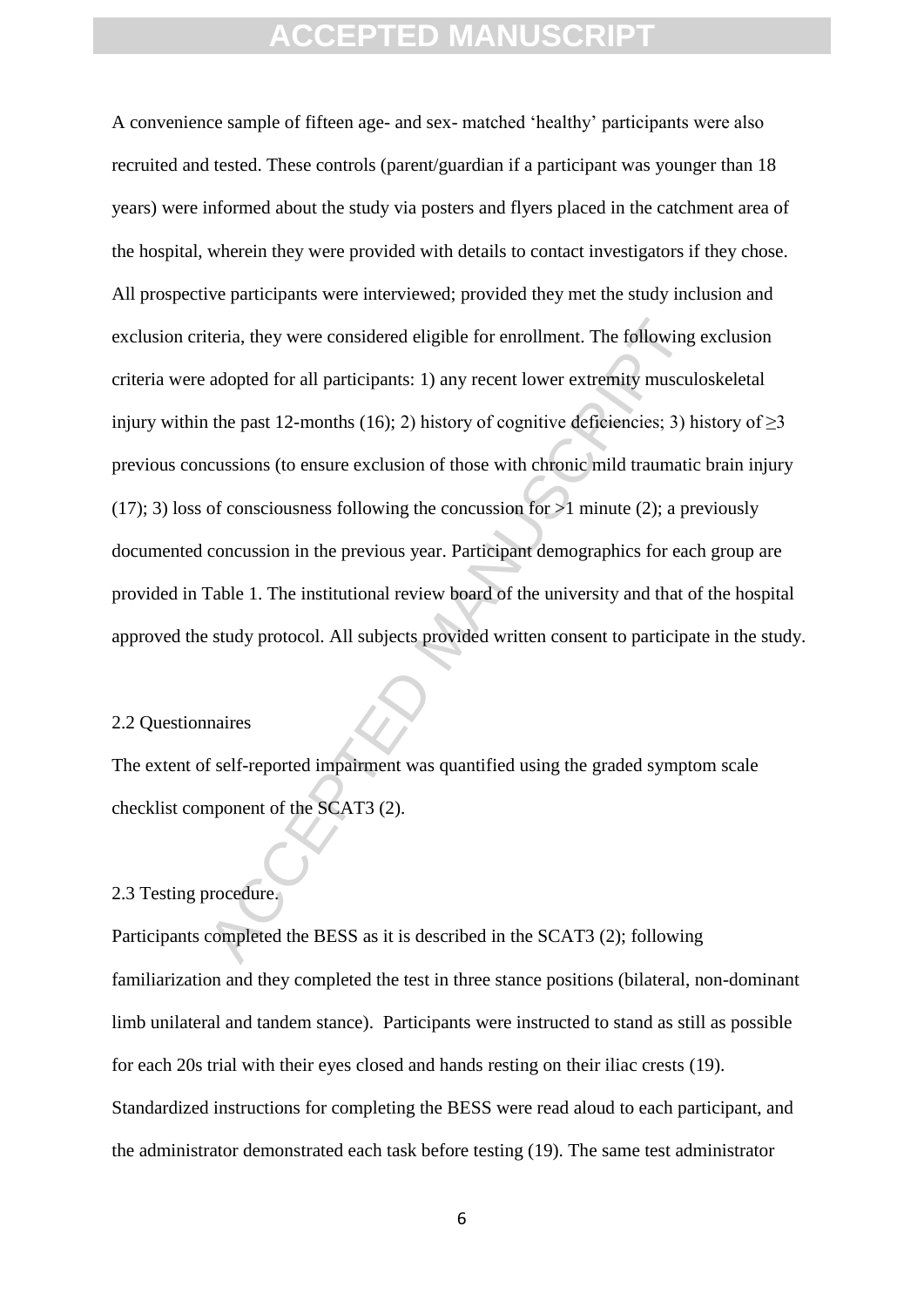A convenience sample of fifteen age- and sex- matched 'healthy' participants were also recruited and tested. These controls (parent/guardian if a participant was younger than 18 years) were informed about the study via posters and flyers placed in the catchment area of the hospital, wherein they were provided with details to contact investigators if they chose. All prospective participants were interviewed; provided they met the study inclusion and exclusion criteria, they were considered eligible for enrollment. The following exclusion criteria were adopted for all participants: 1) any recent lower extremity musculoskeletal injury within the past 12-months (16); 2) history of cognitive deficiencies; 3) history of ≥3 previous concussions (to ensure exclusion of those with chronic mild traumatic brain injury (17); 3) loss of consciousness following the concussion for >1 minute (2); a previously documented concussion in the previous year. Participant demographics for each group are provided in Table 1. The institutional review board of the university and that of the hospital approved the study protocol. All subjects provided written consent to participate in the study.

## 2.2 Questionnaires

The extent of self-reported impairment was quantified using the graded symptom scale checklist component of the SCAT3 (2).

## 2.3 Testing procedure.

Participants completed the BESS as it is described in the SCAT3 (2); following familiarization and they completed the test in three stance positions (bilateral, non-dominant limb unilateral and tandem stance). Participants were instructed to stand as still as possible for each 20s trial with their eyes closed and hands resting on their iliac crests (19). Standardized instructions for completing the BESS were read aloud to each participant, and the administrator demonstrated each task before testing (19). The same test administrator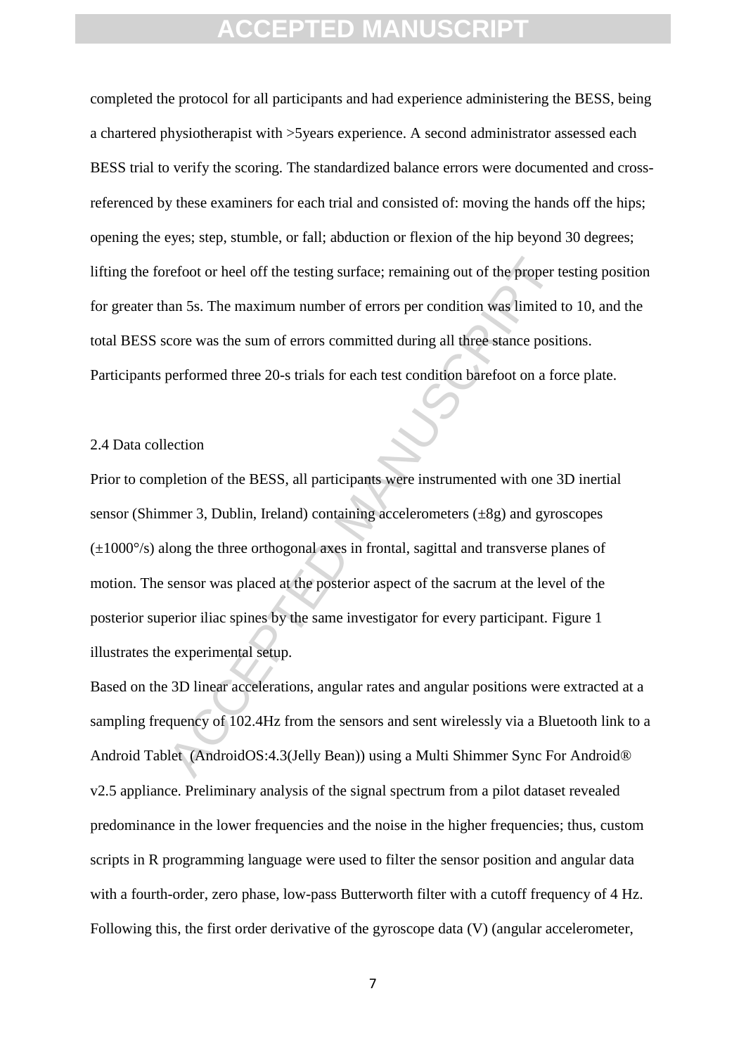completed the protocol for all participants and had experience administering the BESS, being a chartered physiotherapist with >5years experience. A second administrator assessed each BESS trial to verify the scoring. The standardized balance errors were documented and cross-referenced by these examiners for each trial and consisted of: moving the hands off the hips; opening the eyes; step, stumble, or fall; abduction or flexion of the hip beyond 30 degrees; lifting the forefoot or heel off the testing surface; remaining out of the proper testing position for greater than 5s. The maximum number of errors per condition was limited to 10, and the total BESS score was the sum of errors committed during all three stance positions. Participants performed three 20-s trials for each test condition barefoot on a force plate.

## 2.4 Data collection

Prior to completion of the BESS, all participants were instrumented with one 3D inertial sensor (Shimmer 3, Dublin, Ireland) containing accelerometers (±8g) and gyroscopes (±1000°/s) along the three orthogonal axes in frontal, sagittal and transverse planes of motion. The sensor was placed at the posterior aspect of the sacrum at the level of the posterior superior iliac spines by the same investigator for every participant. Figure 1 illustrates the experimental setup.

Based on the 3D linear accelerations, angular rates and angular positions were extracted at a sampling frequency of 102.4Hz from the sensors and sent wirelessly via a Bluetooth link to a Android Tablet (AndroidOS:4.3(Jelly Bean)) using a Multi Shimmer Sync For Android® v2.5 appliance. Preliminary analysis of the signal spectrum from a pilot dataset revealed predominance in the lower frequencies and the noise in the higher frequencies; thus, custom scripts in R programming language were used to filter the sensor position and angular data with a fourth-order, zero phase, low-pass Butterworth filter with a cutoff frequency of 4 Hz. Following this, the first order derivative of the gyroscope data (V) (angular accelerometer,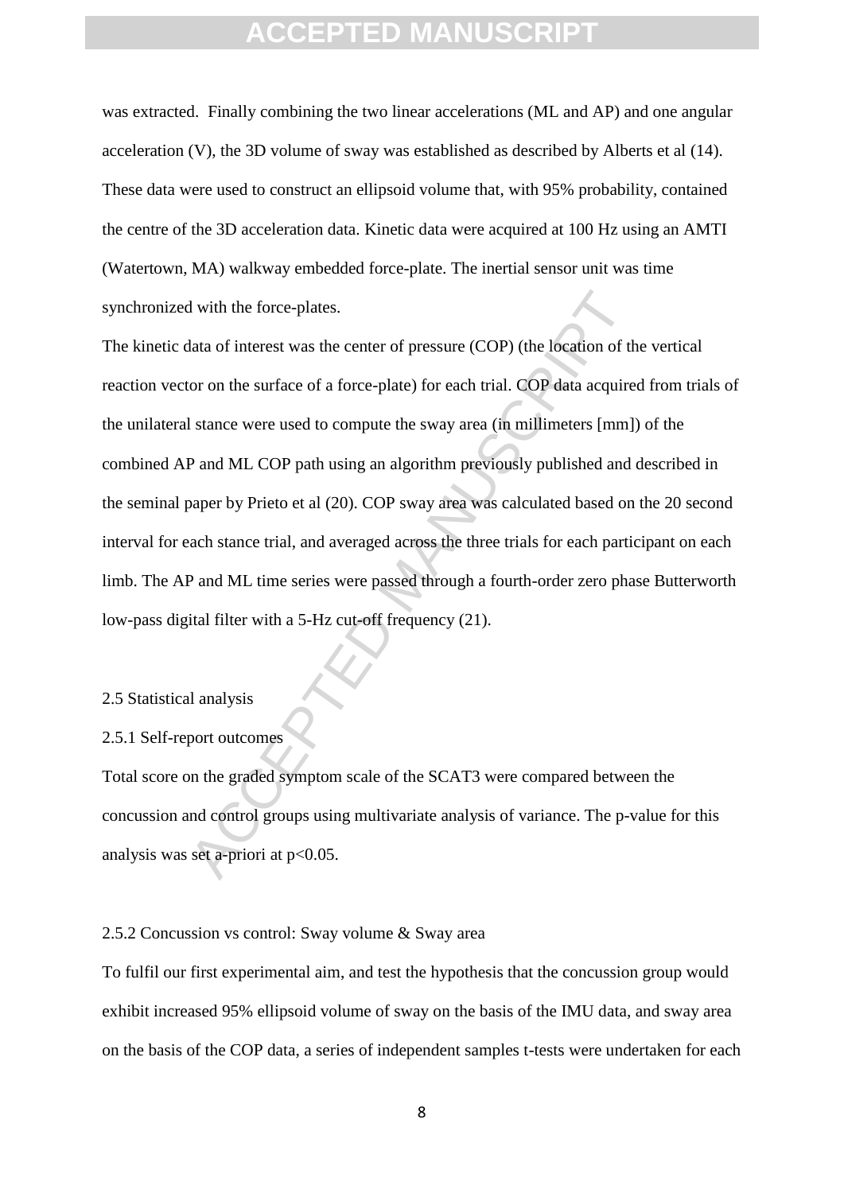was extracted. Finally combining the two linear accelerations (ML and AP) and one angular acceleration (V), the 3D volume of sway was established as described by Alberts et al (14). These data were used to construct an ellipsoid volume that, with 95% probability, contained the centre of the 3D acceleration data. Kinetic data were acquired at 100 Hz using an AMTI (Watertown, MA) walkway embedded force-plate. The inertial sensor unit was time synchronized with the force-plates.

The kinetic data of interest was the center of pressure (COP) (the location of the vertical reaction vector on the surface of a force-plate) for each trial. COP data acquired from trials of the unilateral stance were used to compute the sway area (in millimeters [mm]) of the combined AP and ML COP path using an algorithm previously published and described in the seminal paper by Prieto et al (20). COP sway area was calculated based on the 20 second interval for each stance trial, and averaged across the three trials for each participant on each limb. The AP and ML time series were passed through a fourth-order zero phase Butterworth low-pass digital filter with a 5-Hz cut-off frequency (21).

## 2.5 Statistical analysis

### 2.5.1 Self-report outcomes

Total score on the graded symptom scale of the SCAT3 were compared between the concussion and control groups using multivariate analysis of variance. The p-value for this analysis was set a-priori at $p<0.05$.

### 2.5.2 Concussion vs control: Sway volume & Sway area

To fulfil our first experimental aim, and test the hypothesis that the concussion group would exhibit increased 95% ellipsoid volume of sway on the basis of the IMU data, and sway area on the basis of the COP data, a series of independent samples t-tests were undertaken for each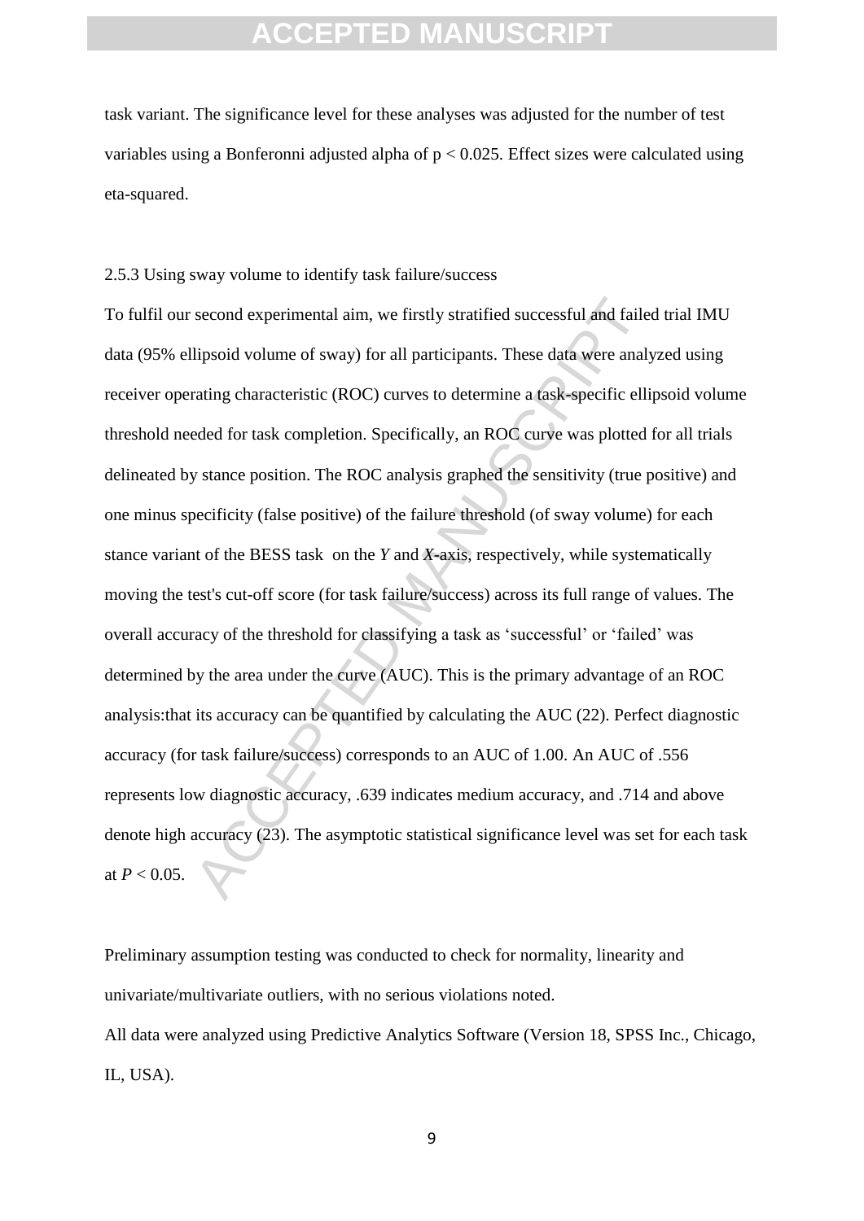task variant. The significance level for these analyses was adjusted for the number of test variables using a Bonferonni adjusted alpha of $p < 0.025$. Effect sizes were calculated using eta-squared.

### 2.5.3 Using sway volume to identify task failure/success

To fulfil our second experimental aim, we firstly stratified successful and failed trial IMU data (95% ellipsoid volume of sway) for all participants. These data were analyzed using receiver operating characteristic (ROC) curves to determine a task-specific ellipsoid volume threshold needed for task completion. Specifically, an ROC curve was plotted for all trials delineated by stance position. The ROC analysis graphed the sensitivity (true positive) and one minus specificity (false positive) of the failure threshold (of sway volume) for each stance variant of the BESS task on the *Y* and *X*-axis, respectively, while systematically moving the test's cut-off score (for task failure/success) across its full range of values. The overall accuracy of the threshold for classifying a task as 'successful' or 'failed' was determined by the area under the curve (AUC). This is the primary advantage of an ROC analysis:that its accuracy can be quantified by calculating the AUC (22). Perfect diagnostic accuracy (for task failure/success) corresponds to an AUC of 1.00. An AUC of .556 represents low diagnostic accuracy, .639 indicates medium accuracy, and .714 and above denote high accuracy (23). The asymptotic statistical significance level was set for each task at $P < 0.05$.

Preliminary assumption testing was conducted to check for normality, linearity and univariate/multivariate outliers, with no serious violations noted.

All data were analyzed using Predictive Analytics Software (Version 18, SPSS Inc., Chicago, IL, USA).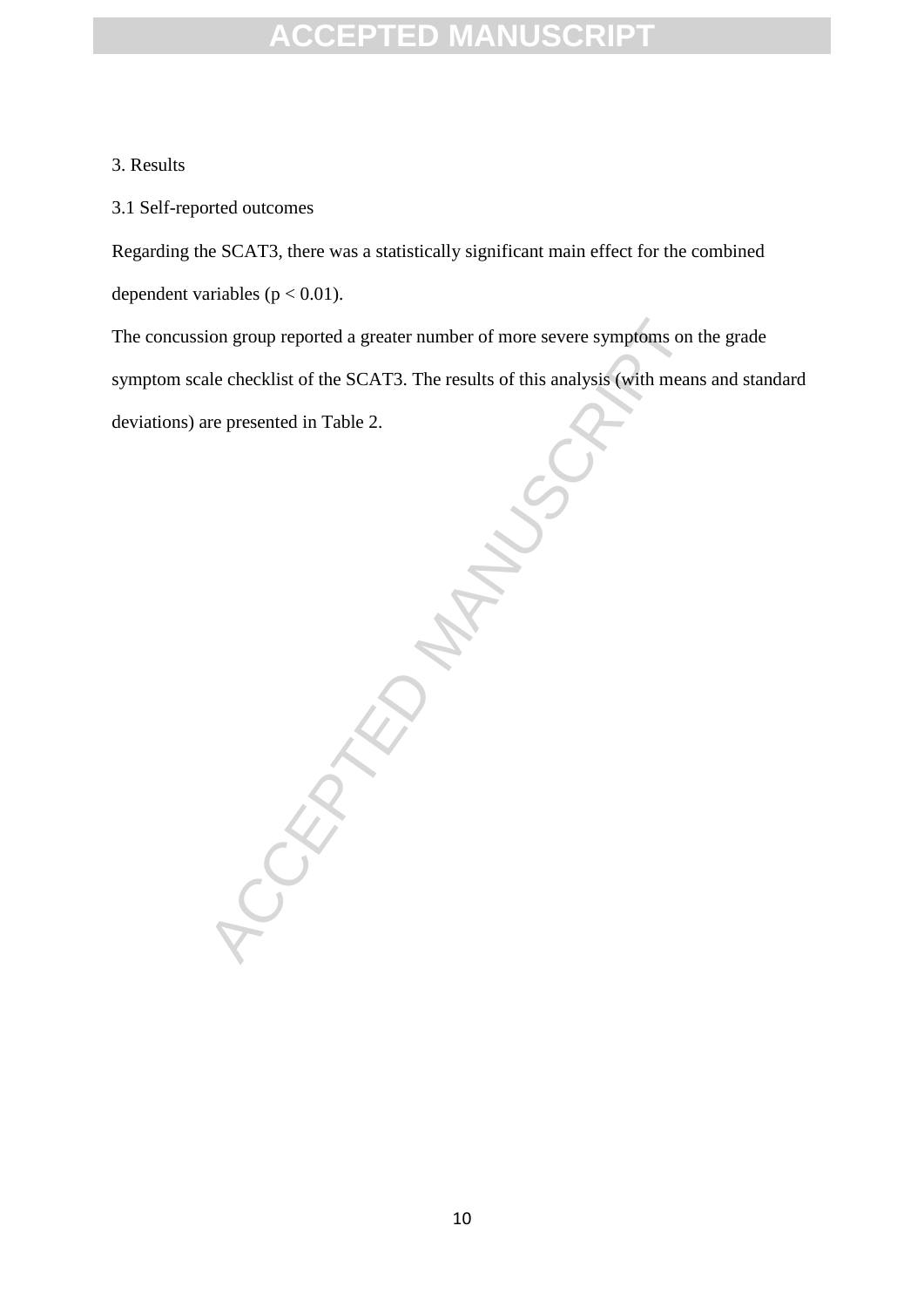## 3. Results

### 3.1 Self-reported outcomes

Regarding the SCAT3, there was a statistically significant main effect for the combined dependent variables ($p < 0.01$).

The concussion group reported a greater number of more severe symptoms on the grade symptom scale checklist of the SCAT3. The results of this analysis (with means and standard deviations) are presented in Table 2.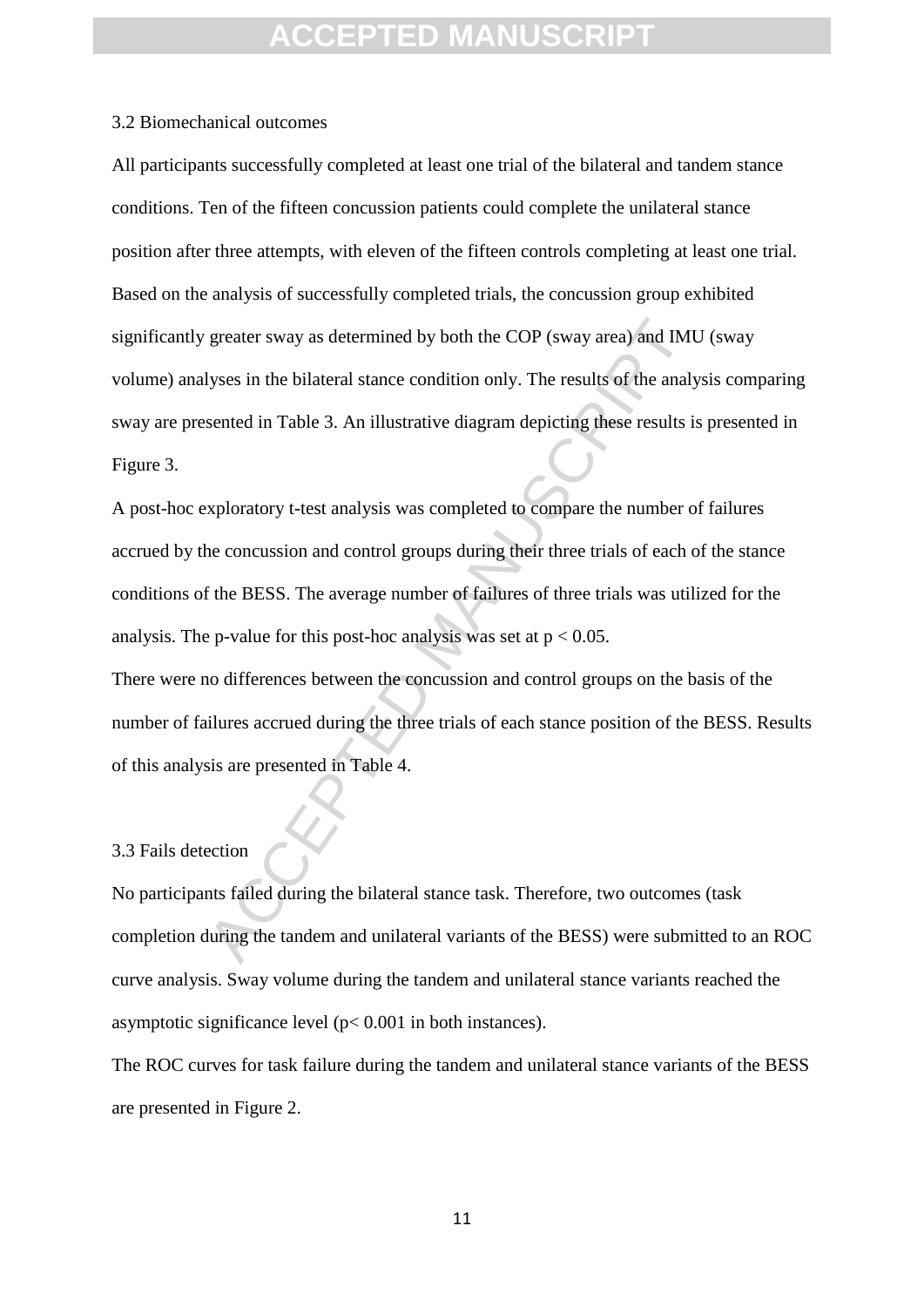### 3.2 Biomechanical outcomes

All participants successfully completed at least one trial of the bilateral and tandem stance conditions. Ten of the fifteen concussion patients could complete the unilateral stance position after three attempts, with eleven of the fifteen controls completing at least one trial. Based on the analysis of successfully completed trials, the concussion group exhibited significantly greater sway as determined by both the COP (sway area) and IMU (sway volume) analyses in the bilateral stance condition only. The results of the analysis comparing sway are presented in Table 3. An illustrative diagram depicting these results is presented in Figure 3.

A post-hoc exploratory t-test analysis was completed to compare the number of failures accrued by the concussion and control groups during their three trials of each of the stance conditions of the BESS. The average number of failures of three trials was utilized for the analysis. The p-value for this post-hoc analysis was set at $p < 0.05$.

There were no differences between the concussion and control groups on the basis of the number of failures accrued during the three trials of each stance position of the BESS. Results of this analysis are presented in Table 4.

### 3.3 Fails detection

No participants failed during the bilateral stance task. Therefore, two outcomes (task completion during the tandem and unilateral variants of the BESS) were submitted to an ROC curve analysis. Sway volume during the tandem and unilateral stance variants reached the asymptotic significance level ($p < 0.001$ in both instances).

The ROC curves for task failure during the tandem and unilateral stance variants of the BESS are presented in Figure 2.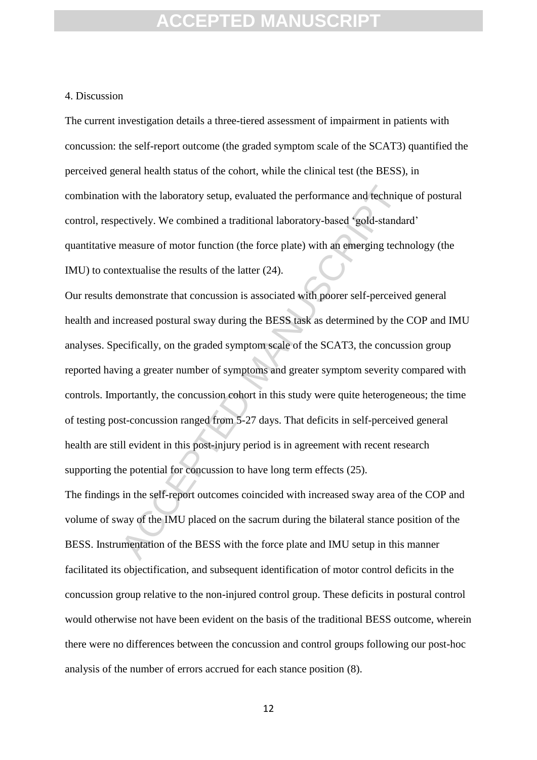## 4. Discussion

The current investigation details a three-tiered assessment of impairment in patients with concussion: the self-report outcome (the graded symptom scale of the SCAT3) quantified the perceived general health status of the cohort, while the clinical test (the BESS), in combination with the laboratory setup, evaluated the performance and technique of postural control, respectively. We combined a traditional laboratory-based 'gold-standard' quantitative measure of motor function (the force plate) with an emerging technology (the IMU) to contextualise the results of the latter (24).

Our results demonstrate that concussion is associated with poorer self-perceived general health and increased postural sway during the BESS task as determined by the COP and IMU analyses. Specifically, on the graded symptom scale of the SCAT3, the concussion group reported having a greater number of symptoms and greater symptom severity compared with controls. Importantly, the concussion cohort in this study were quite heterogeneous; the time of testing post-concussion ranged from 5-27 days. That deficits in self-perceived general health are still evident in this post-injury period is in agreement with recent research supporting the potential for concussion to have long term effects (25).

The findings in the self-report outcomes coincided with increased sway area of the COP and volume of sway of the IMU placed on the sacrum during the bilateral stance position of the BESS. Instrumentation of the BESS with the force plate and IMU setup in this manner facilitated its objectification, and subsequent identification of motor control deficits in the concussion group relative to the non-injured control group. These deficits in postural control would otherwise not have been evident on the basis of the traditional BESS outcome, wherein there were no differences between the concussion and control groups following our post-hoc analysis of the number of errors accrued for each stance position (8).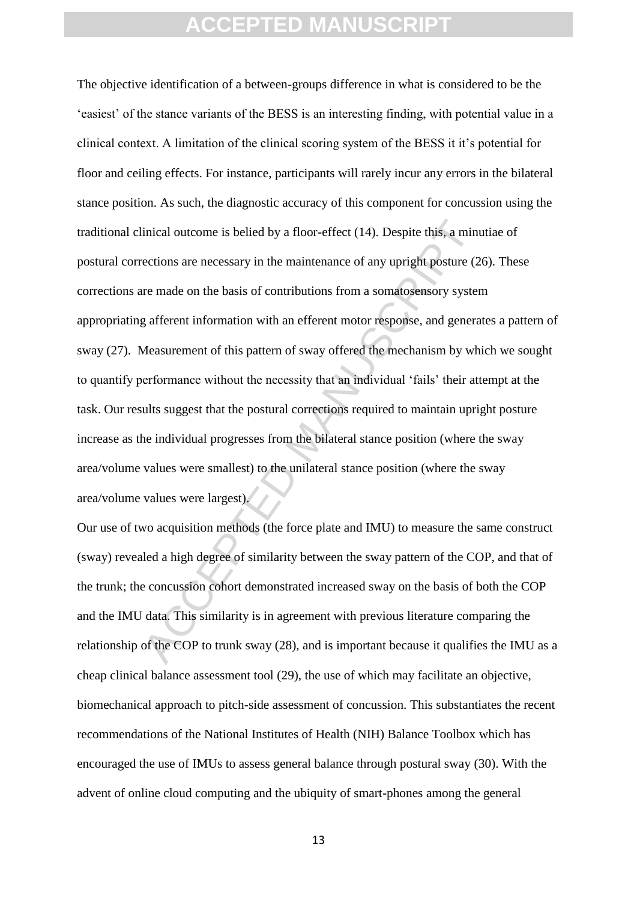The objective identification of a between-groups difference in what is considered to be the 'easiest' of the stance variants of the BESS is an interesting finding, with potential value in a clinical context. A limitation of the clinical scoring system of the BESS it it's potential for floor and ceiling effects. For instance, participants will rarely incur any errors in the bilateral stance position. As such, the diagnostic accuracy of this component for concussion using the traditional clinical outcome is belied by a floor-effect (14). Despite this, a minutiae of postural corrections are necessary in the maintenance of any upright posture (26). These corrections are made on the basis of contributions from a somatosensory system appropriating afferent information with an efferent motor response, and generates a pattern of sway (27). Measurement of this pattern of sway offered the mechanism by which we sought to quantify performance without the necessity that an individual 'fails' their attempt at the task. Our results suggest that the postural corrections required to maintain upright posture increase as the individual progresses from the bilateral stance position (where the sway area/volume values were smallest) to the unilateral stance position (where the sway area/volume values were largest).

Our use of two acquisition methods (the force plate and IMU) to measure the same construct (sway) revealed a high degree of similarity between the sway pattern of the COP, and that of the trunk; the concussion cohort demonstrated increased sway on the basis of both the COP and the IMU data. This similarity is in agreement with previous literature comparing the relationship of the COP to trunk sway (28), and is important because it qualifies the IMU as a cheap clinical balance assessment tool (29), the use of which may facilitate an objective, biomechanical approach to pitch-side assessment of concussion. This substantiates the recent recommendations of the National Institutes of Health (NIH) Balance Toolbox which has encouraged the use of IMUs to assess general balance through postural sway (30). With the advent of online cloud computing and the ubiquity of smart-phones among the general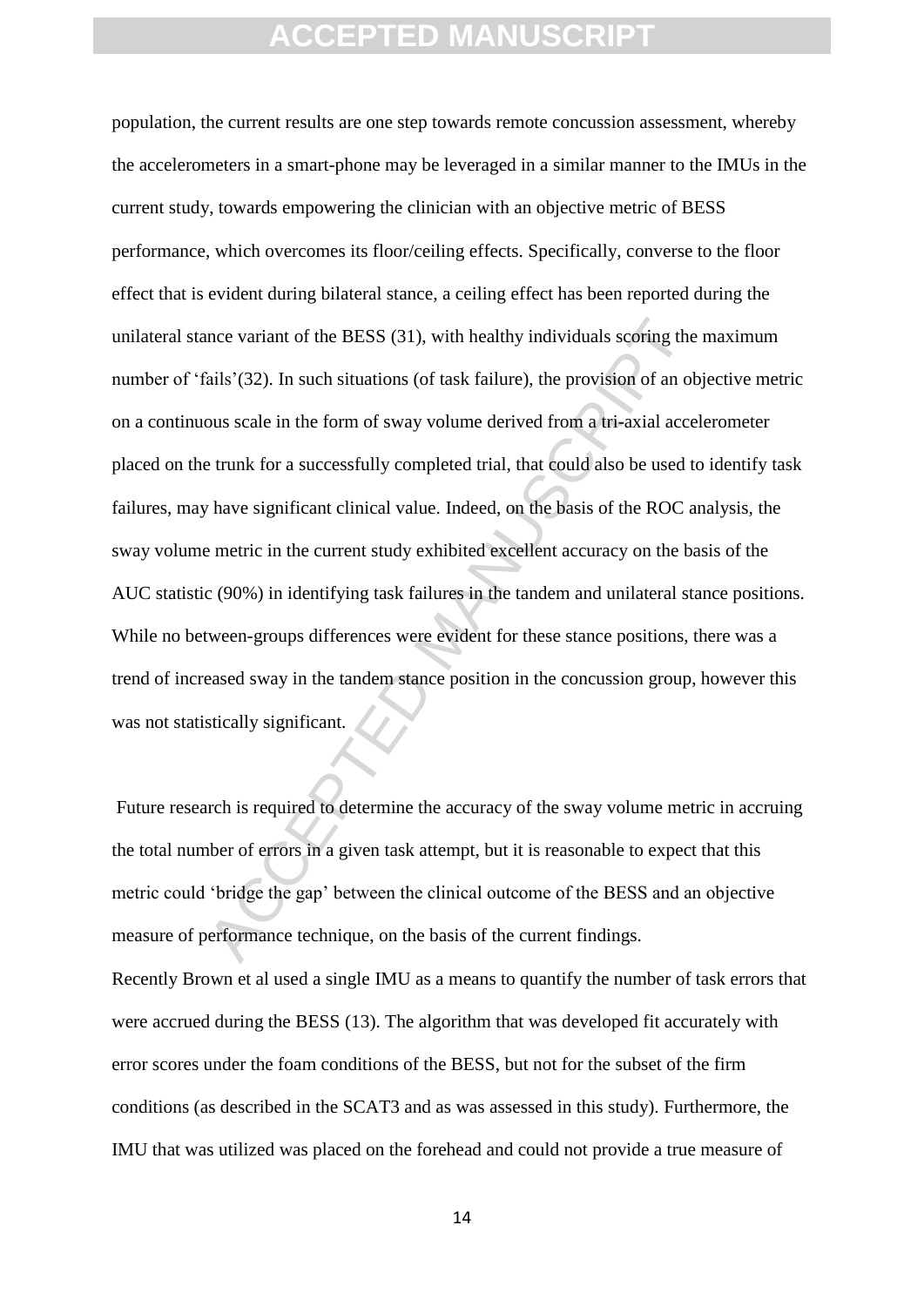population, the current results are one step towards remote concussion assessment, whereby the accelerometers in a smart-phone may be leveraged in a similar manner to the IMUs in the current study, towards empowering the clinician with an objective metric of BESS performance, which overcomes its floor/ceiling effects. Specifically, converse to the floor effect that is evident during bilateral stance, a ceiling effect has been reported during the unilateral stance variant of the BESS (31), with healthy individuals scoring the maximum number of 'fails'(32). In such situations (of task failure), the provision of an objective metric on a continuous scale in the form of sway volume derived from a tri-axial accelerometer placed on the trunk for a successfully completed trial, that could also be used to identify task failures, may have significant clinical value. Indeed, on the basis of the ROC analysis, the sway volume metric in the current study exhibited excellent accuracy on the basis of the AUC statistic (90%) in identifying task failures in the tandem and unilateral stance positions. While no between-groups differences were evident for these stance positions, there was a trend of increased sway in the tandem stance position in the concussion group, however this was not statistically significant.

Future research is required to determine the accuracy of the sway volume metric in accruing the total number of errors in a given task attempt, but it is reasonable to expect that this metric could 'bridge the gap' between the clinical outcome of the BESS and an objective measure of performance technique, on the basis of the current findings.

Recently Brown et al used a single IMU as a means to quantify the number of task errors that were accrued during the BESS (13). The algorithm that was developed fit accurately with error scores under the foam conditions of the BESS, but not for the subset of the firm conditions (as described in the SCAT3 and as was assessed in this study). Furthermore, the IMU that was utilized was placed on the forehead and could not provide a true measure of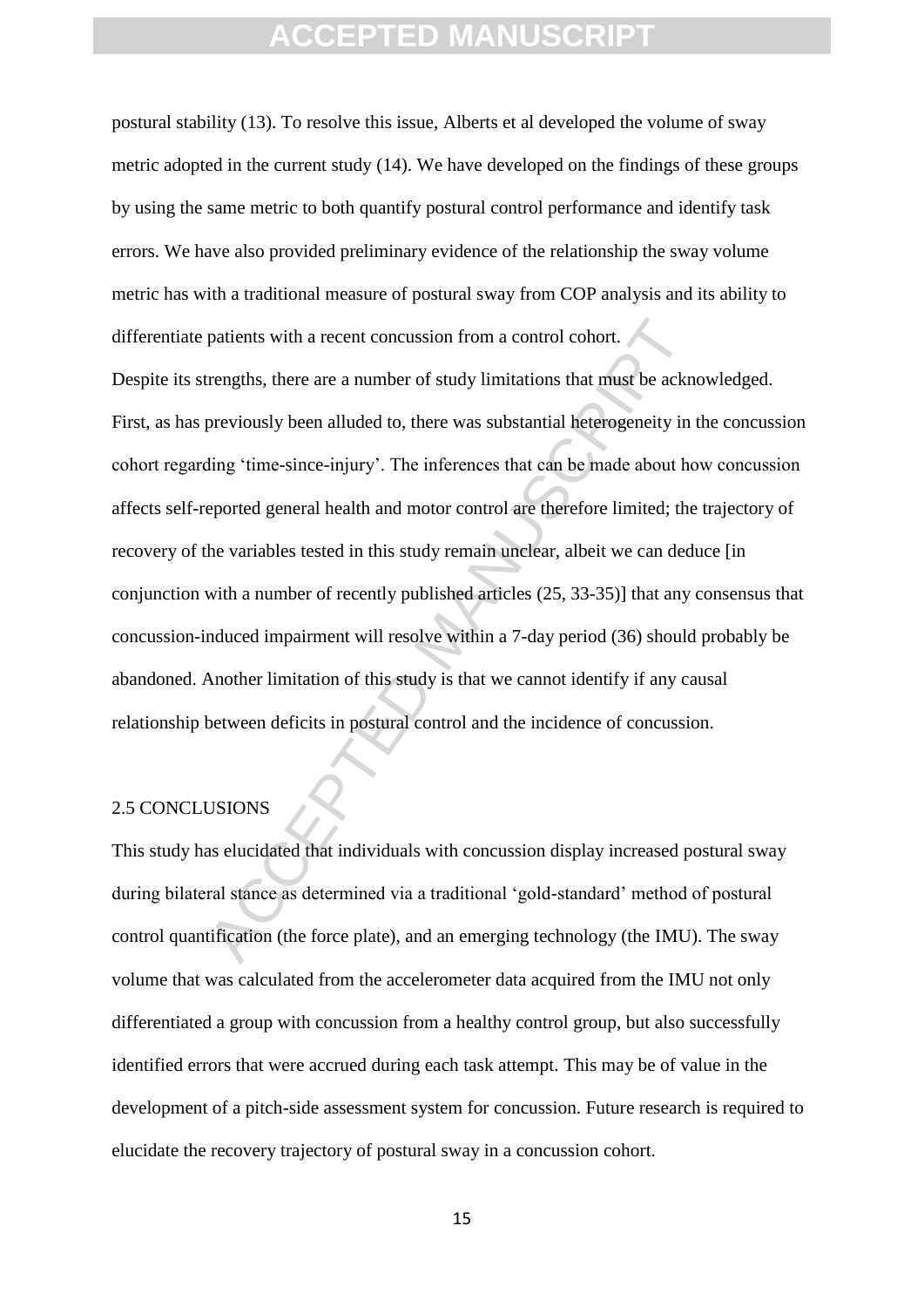postural stability (13). To resolve this issue, Alberts et al developed the volume of sway metric adopted in the current study (14). We have developed on the findings of these groups by using the same metric to both quantify postural control performance and identify task errors. We have also provided preliminary evidence of the relationship the sway volume metric has with a traditional measure of postural sway from COP analysis and its ability to differentiate patients with a recent concussion from a control cohort.

Despite its strengths, there are a number of study limitations that must be acknowledged. First, as has previously been alluded to, there was substantial heterogeneity in the concussion cohort regarding 'time-since-injury'. The inferences that can be made about how concussion affects self-reported general health and motor control are therefore limited; the trajectory of recovery of the variables tested in this study remain unclear, albeit we can deduce [in conjunction with a number of recently published articles (25, 33-35)] that any consensus that concussion-induced impairment will resolve within a 7-day period (36) should probably be abandoned. Another limitation of this study is that we cannot identify if any causal relationship between deficits in postural control and the incidence of concussion.

## 2.5 CONCLUSIONS

This study has elucidated that individuals with concussion display increased postural sway during bilateral stance as determined via a traditional 'gold-standard' method of postural control quantification (the force plate), and an emerging technology (the IMU). The sway volume that was calculated from the accelerometer data acquired from the IMU not only differentiated a group with concussion from a healthy control group, but also successfully identified errors that were accrued during each task attempt. This may be of value in the development of a pitch-side assessment system for concussion. Future research is required to elucidate the recovery trajectory of postural sway in a concussion cohort.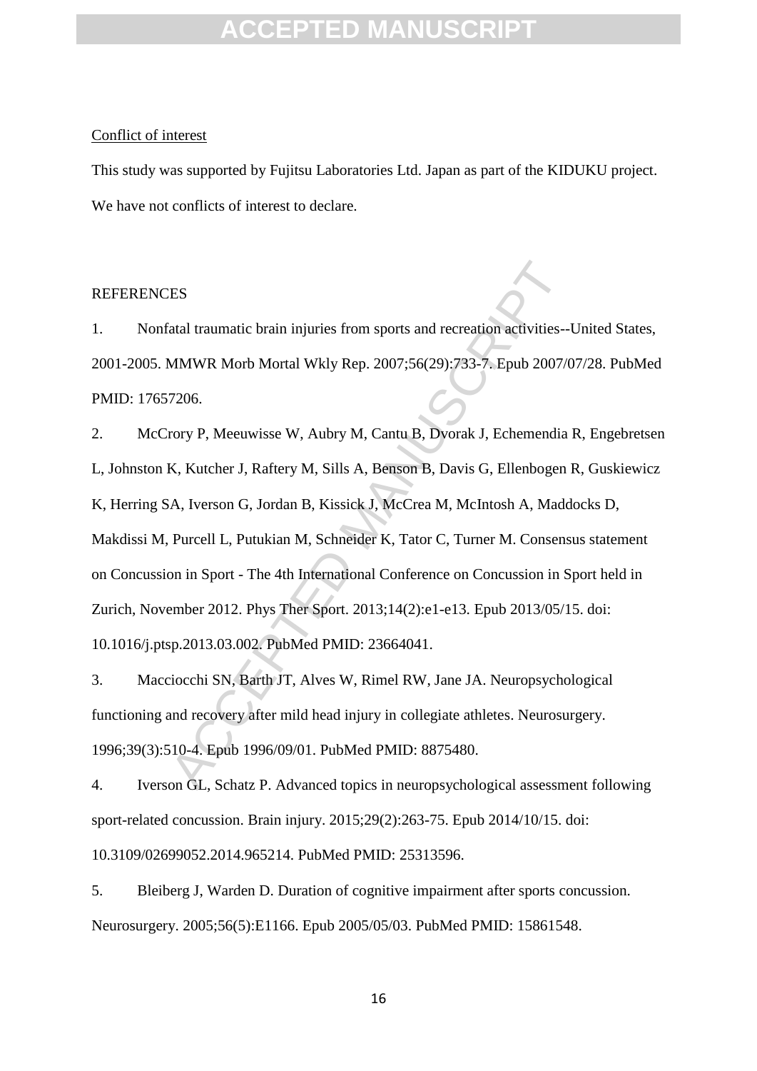Conflict of interest

This study was supported by Fujitsu Laboratories Ltd. Japan as part of the KIDUKU project. We have not conflicts of interest to declare.

REFERENCES

1. Nonfatal traumatic brain injuries from sports and recreation activities--United States, 2001-2005. MMWR Morb Mortal Wkly Rep. 2007;56(29):733-7. Epub 2007/07/28. PubMed PMID: 17657206.

2. McCrory P, Meeuwisse W, Aubry M, Cantu B, Dvorak J, Echemendia R, Engebretsen L, Johnston K, Kutcher J, Raftery M, Sills A, Benson B, Davis G, Ellenbogen R, Guskiewicz K, Herring SA, Iverson G, Jordan B, Kissick J, McCrea M, McIntosh A, Maddocks D, Makdissi M, Purcell L, Putukian M, Schneider K, Tator C, Turner M. Consensus statement on Concussion in Sport - The 4th International Conference on Concussion in Sport held in Zurich, November 2012. Phys Ther Sport. 2013;14(2):e1-e13. Epub 2013/05/15. doi: 10.1016/j.ptsp.2013.03.002. PubMed PMID: 23664041.

3. Macciocchi SN, Barth JT, Alves W, Rimel RW, Jane JA. Neuropsychological functioning and recovery after mild head injury in collegiate athletes. Neurosurgery. 1996;39(3):510-4. Epub 1996/09/01. PubMed PMID: 8875480.

4. Iverson GL, Schatz P. Advanced topics in neuropsychological assessment following sport-related concussion. Brain injury. 2015;29(2):263-75. Epub 2014/10/15. doi: 10.3109/02699052.2014.965214. PubMed PMID: 25313596.

5. Bleiberg J, Warden D. Duration of cognitive impairment after sports concussion. Neurosurgery. 2005;56(5):E1166. Epub 2005/05/03. PubMed PMID: 15861548.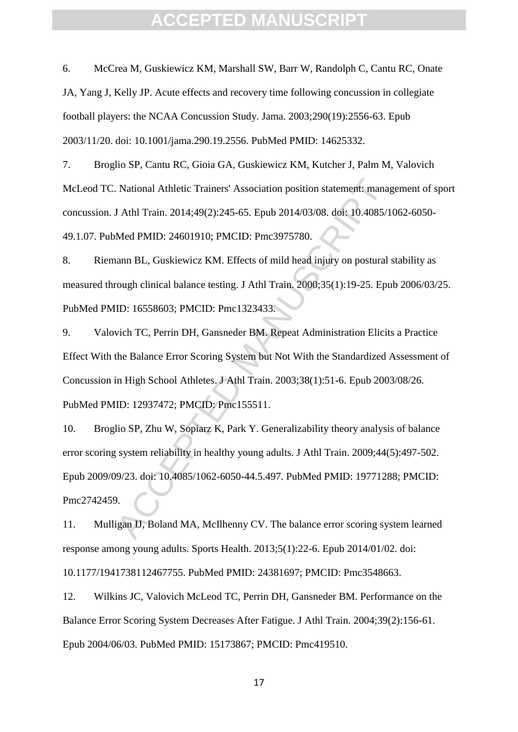6. McCrea M, Guskiewicz KM, Marshall SW, Barr W, Randolph C, Cantu RC, Onate JA, Yang J, Kelly JP. Acute effects and recovery time following concussion in collegiate football players: the NCAA Concussion Study. Jama. 2003;290(19):2556-63. Epub 2003/11/20. doi: 10.1001/jama.290.19.2556. PubMed PMID: 14625332.

7. Broglio SP, Cantu RC, Gioia GA, Guskiewicz KM, Kutcher J, Palm M, Valovich McLeod TC. National Athletic Trainers' Association position statement: management of sport concussion. J Athl Train. 2014;49(2):245-65. Epub 2014/03/08. doi: 10.4085/1062-6050-49.1.07. PubMed PMID: 24601910; PMCID: Pmc3975780.

8. Riemann BL, Guskiewicz KM. Effects of mild head injury on postural stability as measured through clinical balance testing. J Athl Train. 2000;35(1):19-25. Epub 2006/03/25. PubMed PMID: 16558603; PMCID: Pmc1323433.

9. Valovich TC, Perrin DH, Gansneder BM. Repeat Administration Elicits a Practice Effect With the Balance Error Scoring System but Not With the Standardized Assessment of Concussion in High School Athletes. J Athl Train. 2003;38(1):51-6. Epub 2003/08/26. PubMed PMID: 12937472; PMCID: Pmc155511.

10. Broglio SP, Zhu W, Sopiarz K, Park Y. Generalizability theory analysis of balance error scoring system reliability in healthy young adults. J Athl Train. 2009;44(5):497-502. Epub 2009/09/23. doi: 10.4085/1062-6050-44.5.497. PubMed PMID: 19771288; PMCID: Pmc2742459.

11. Mulligan IJ, Boland MA, McIlhenny CV. The balance error scoring system learned response among young adults. Sports Health. 2013;5(1):22-6. Epub 2014/01/02. doi: 10.1177/1941738112467755. PubMed PMID: 24381697; PMCID: Pmc3548663.

12. Wilkins JC, Valovich McLeod TC, Perrin DH, Gansneder BM. Performance on the Balance Error Scoring System Decreases After Fatigue. J Athl Train. 2004;39(2):156-61. Epub 2004/06/03. PubMed PMID: 15173867; PMCID: Pmc419510.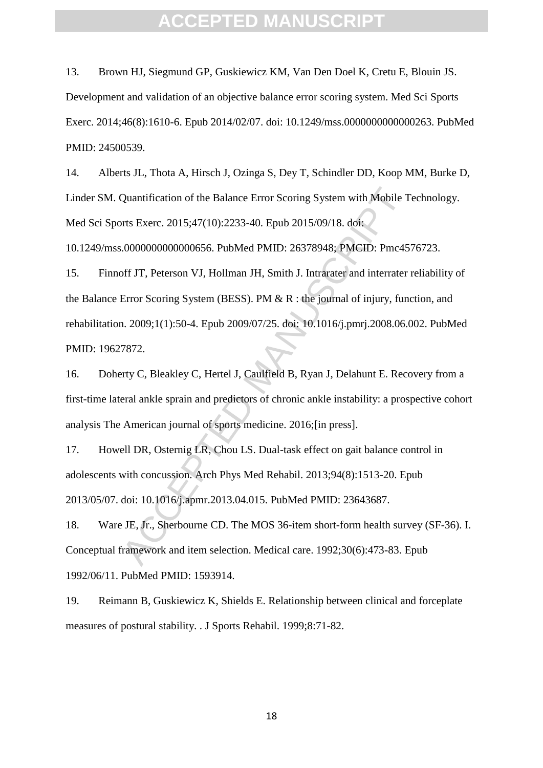13. Brown HJ, Siegmund GP, Guskiewicz KM, Van Den Doel K, Cretu E, Blouin JS. Development and validation of an objective balance error scoring system. Med Sci Sports Exerc. 2014;46(8):1610-6. Epub 2014/02/07. doi: 10.1249/mss.0000000000000263. PubMed PMID: 24500539.

14. Alberts JL, Thota A, Hirsch J, Ozinga S, Dey T, Schindler DD, Koop MM, Burke D, Linder SM. Quantification of the Balance Error Scoring System with Mobile Technology. Med Sci Sports Exerc. 2015;47(10):2233-40. Epub 2015/09/18. doi: 10.1249/mss.0000000000000656. PubMed PMID: 26378948; PMCID: Pmc4576723.

15. Finnoff JT, Peterson VJ, Hollman JH, Smith J. Intrarater and interrater reliability of the Balance Error Scoring System (BESS). PM & R : the journal of injury, function, and rehabilitation. 2009;1(1):50-4. Epub 2009/07/25. doi: 10.1016/j.pmrj.2008.06.002. PubMed PMID: 19627872.

16. Doherty C, Bleakley C, Hertel J, Caulfield B, Ryan J, Delahunt E. Recovery from a first-time lateral ankle sprain and predictors of chronic ankle instability: a prospective cohort analysis The American journal of sports medicine. 2016;[in press].

17. Howell DR, Osternig LR, Chou LS. Dual-task effect on gait balance control in adolescents with concussion. Arch Phys Med Rehabil. 2013;94(8):1513-20. Epub 2013/05/07. doi: 10.1016/j.apmr.2013.04.015. PubMed PMID: 23643687.

18. Ware JE, Jr., Sherbourne CD. The MOS 36-item short-form health survey (SF-36). I. Conceptual framework and item selection. Medical care. 1992;30(6):473-83. Epub 1992/06/11. PubMed PMID: 1593914.

19. Reimann B, Guskiewicz K, Shields E. Relationship between clinical and forceplate measures of postural stability. . J Sports Rehabil. 1999;8:71-82.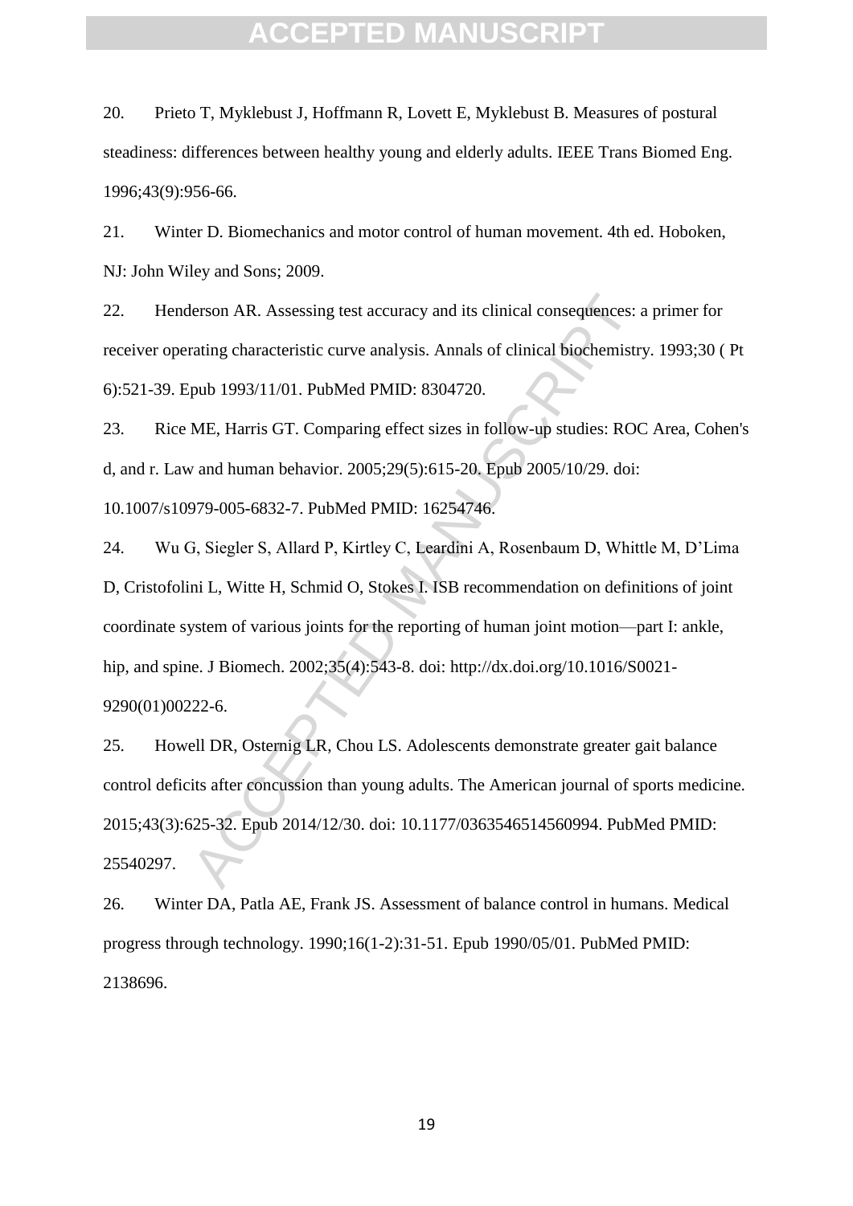20. Prieto T, Myklebust J, Hoffmann R, Lovett E, Myklebust B. Measures of postural steadiness: differences between healthy young and elderly adults. IEEE Trans Biomed Eng. 1996;43(9):956-66.

21. Winter D. Biomechanics and motor control of human movement. 4th ed. Hoboken, NJ: John Wiley and Sons; 2009.

22. Henderson AR. Assessing test accuracy and its clinical consequences: a primer for receiver operating characteristic curve analysis. Annals of clinical biochemistry. 1993;30 ( Pt 6):521-39. Epub 1993/11/01. PubMed PMID: 8304720.

23. Rice ME, Harris GT. Comparing effect sizes in follow-up studies: ROC Area, Cohen's d, and r. Law and human behavior. 2005;29(5):615-20. Epub 2005/10/29. doi: 10.1007/s10979-005-6832-7. PubMed PMID: 16254746.

24. Wu G, Siegler S, Allard P, Kirtley C, Leardini A, Rosenbaum D, Whittle M, D'Lima D, Cristofolini L, Witte H, Schmid O, Stokes I. ISB recommendation on definitions of joint coordinate system of various joints for the reporting of human joint motion—part I: ankle, hip, and spine. J Biomech. 2002;35(4):543-8. doi: http://dx.doi.org/10.1016/S0021-9290(01)00222-6.

25. Howell DR, Osternig LR, Chou LS. Adolescents demonstrate greater gait balance control deficits after concussion than young adults. The American journal of sports medicine. 2015;43(3):625-32. Epub 2014/12/30. doi: 10.1177/0363546514560994. PubMed PMID: 25540297.

26. Winter DA, Patla AE, Frank JS. Assessment of balance control in humans. Medical progress through technology. 1990;16(1-2):31-51. Epub 1990/05/01. PubMed PMID: 2138696.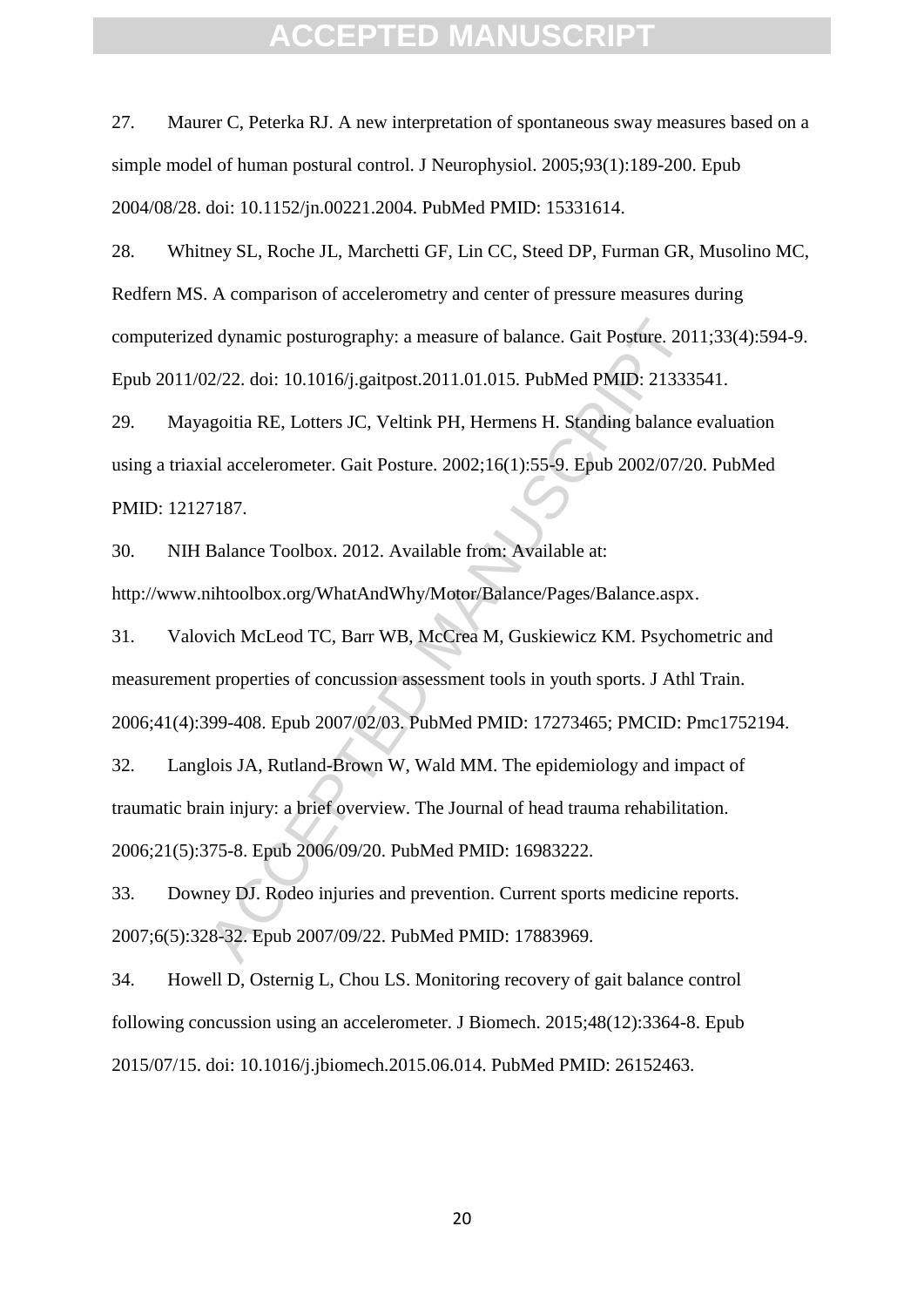27. Maurer C, Peterka RJ. A new interpretation of spontaneous sway measures based on a simple model of human postural control. J Neurophysiol. 2005;93(1):189-200. Epub 2004/08/28. doi: 10.1152/jn.00221.2004. PubMed PMID: 15331614.

28. Whitney SL, Roche JL, Marchetti GF, Lin CC, Steed DP, Furman GR, Musolino MC, Redfern MS. A comparison of accelerometry and center of pressure measures during computerized dynamic posturography: a measure of balance. Gait Posture. 2011;33(4):594-9. Epub 2011/02/22. doi: 10.1016/j.gaitpost.2011.01.015. PubMed PMID: 21333541.

29. Mayagoitia RE, Lotters JC, Veltink PH, Hermens H. Standing balance evaluation using a triaxial accelerometer. Gait Posture. 2002;16(1):55-9. Epub 2002/07/20. PubMed PMID: 12127187.

30. NIH Balance Toolbox. 2012. Available from: Available at: http://www.nihtoolbox.org/WhatAndWhy/Motor/Balance/Pages/Balance.aspx.

31. Valovich McLeod TC, Barr WB, McCrea M, Guskiewicz KM. Psychometric and measurement properties of concussion assessment tools in youth sports. J Athl Train. 2006;41(4):399-408. Epub 2007/02/03. PubMed PMID: 17273465; PMCID: Pmc1752194.

32. Langlois JA, Rutland-Brown W, Wald MM. The epidemiology and impact of traumatic brain injury: a brief overview. The Journal of head trauma rehabilitation. 2006;21(5):375-8. Epub 2006/09/20. PubMed PMID: 16983222.

33. Downey DJ. Rodeo injuries and prevention. Current sports medicine reports. 2007;6(5):328-32. Epub 2007/09/22. PubMed PMID: 17883969.

34. Howell D, Osternig L, Chou LS. Monitoring recovery of gait balance control following concussion using an accelerometer. J Biomech. 2015;48(12):3364-8. Epub 2015/07/15. doi: 10.1016/j.jbiomech.2015.06.014. PubMed PMID: 26152463.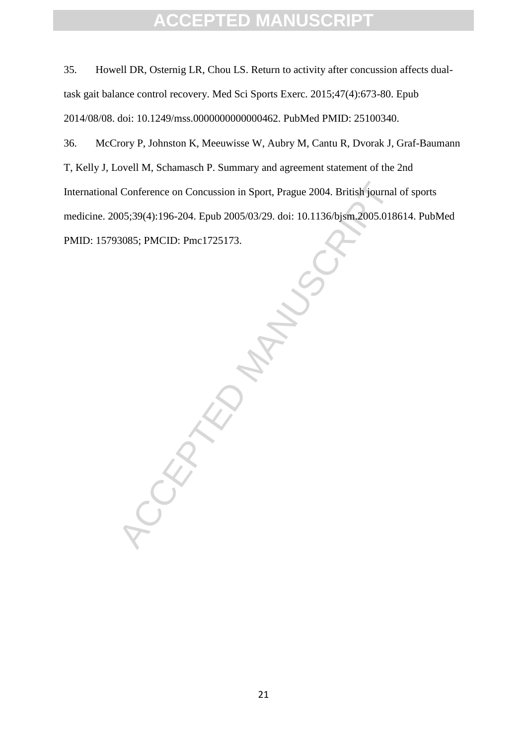35. Howell DR, Osternig LR, Chou LS. Return to activity after concussion affects dual-task gait balance control recovery. Med Sci Sports Exerc. 2015;47(4):673-80. Epub 2014/08/08. doi: 10.1249/mss.0000000000000462. PubMed PMID: 25100340.

36. McCrory P, Johnston K, Meeuwisse W, Aubry M, Cantu R, Dvorak J, Graf-Baumann T, Kelly J, Lovell M, Schamasch P. Summary and agreement statement of the 2nd International Conference on Concussion in Sport, Prague 2004. British journal of sports medicine. 2005;39(4):196-204. Epub 2005/03/29. doi: 10.1136/bjsm.2005.018614. PubMed PMID: 15793085; PMCID: Pmc1725173.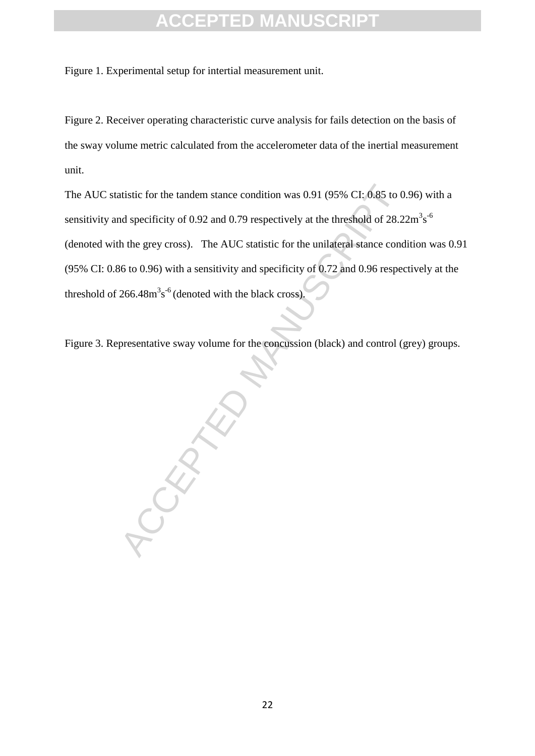Figure 1. Experimental setup for intertial measurement unit.

Figure 2. Receiver operating characteristic curve analysis for fails detection on the basis of the sway volume metric calculated from the accelerometer data of the inertial measurement unit.

The AUC statistic for the tandem stance condition was 0.91 (95% CI: 0.85 to 0.96) with a sensitivity and specificity of 0.92 and 0.79 respectively at the threshold of $28.22m^3s^{-6}$ (denoted with the grey cross). The AUC statistic for the unilateral stance condition was 0.91 (95% CI: 0.86 to 0.96) with a sensitivity and specificity of 0.72 and 0.96 respectively at the threshold of $266.48m^3s^{-6}$ (denoted with the black cross).

Figure 3. Representative sway volume for the concussion (black) and control (grey) groups.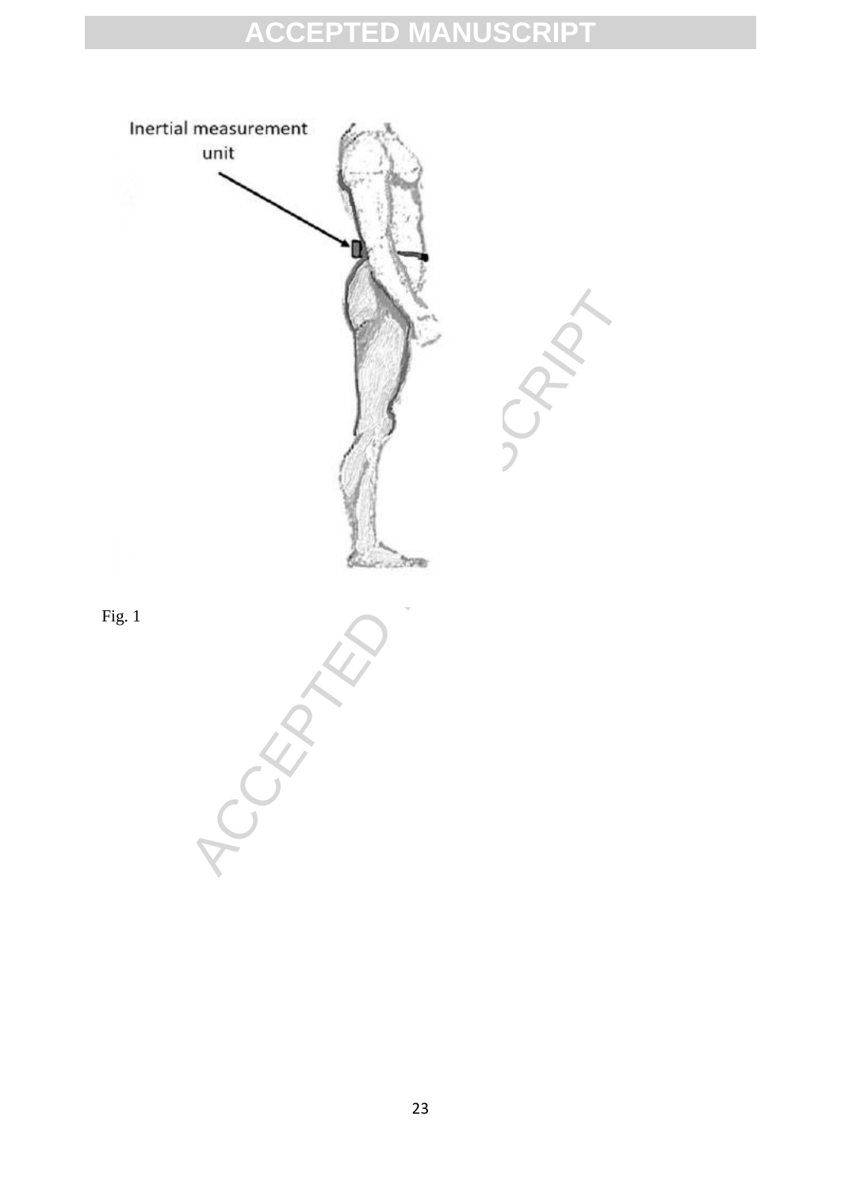Fig. 1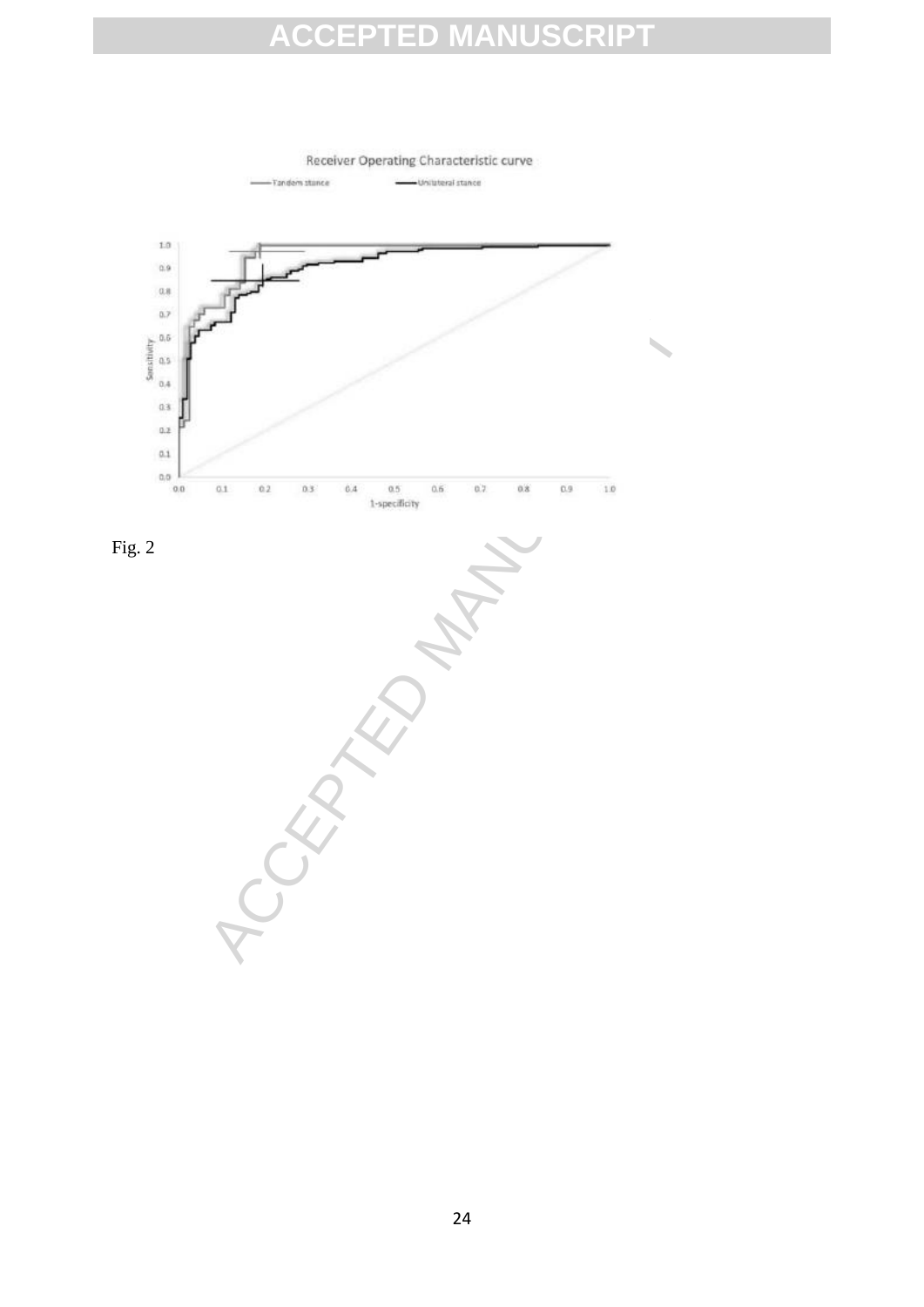Receiver Operating Characteristic curve

Tandem stance — Unilateral stance

Fig. 2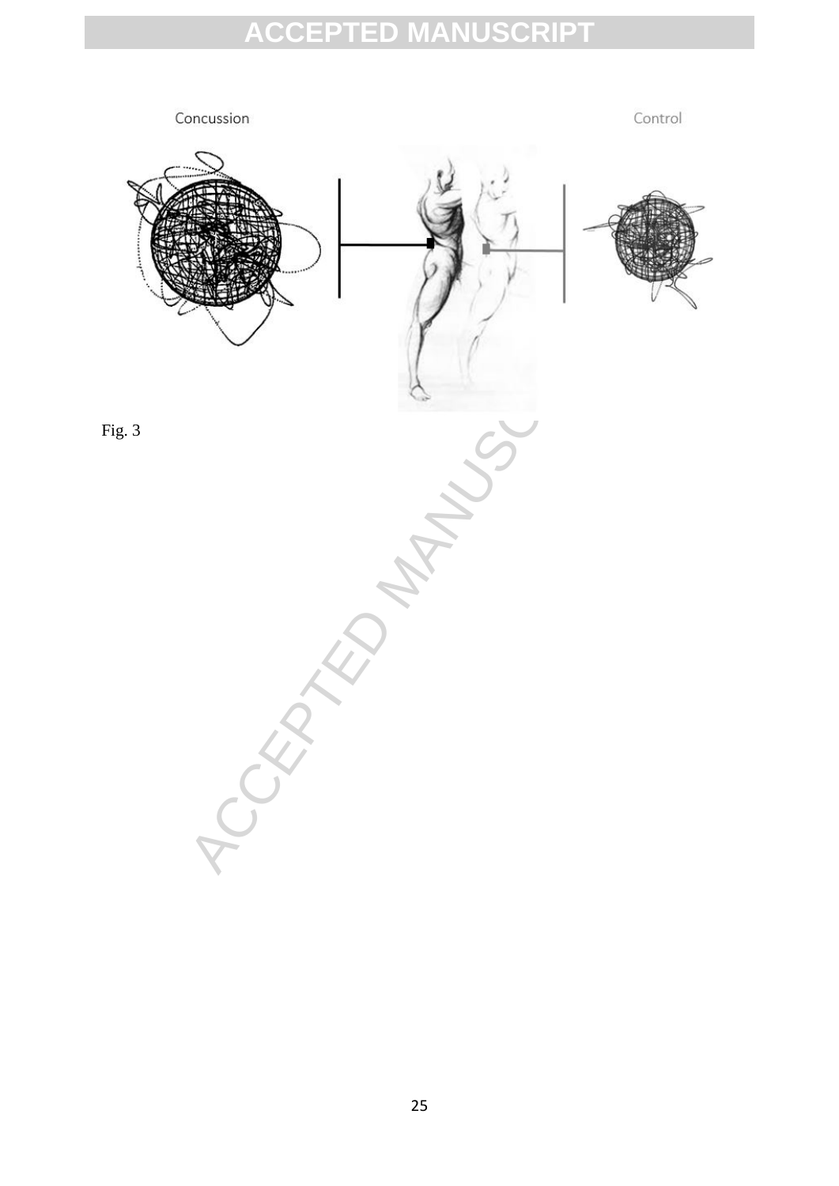Concussion

Control

Fig. 3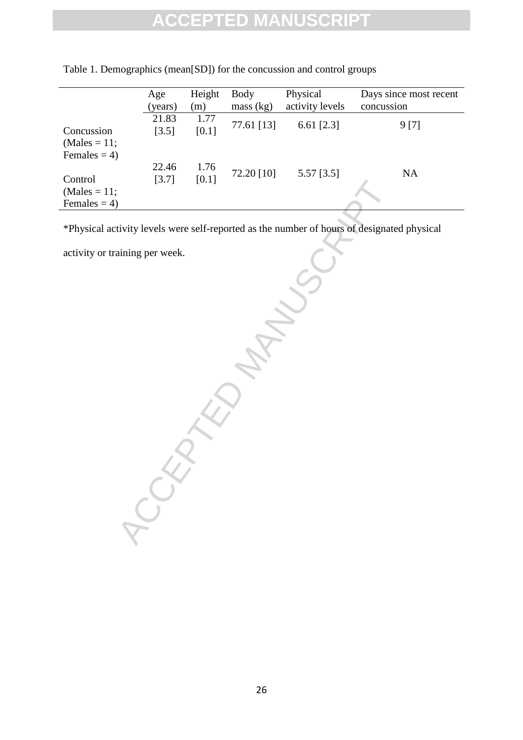Table 1. Demographics (mean[SD]) for the concussion and control groups

| | Age (years) | Height (m) | Body mass (kg) | Physical activity levels | Days since most recent concussion |
|---|---|---|---|---|---|
| Concussion (Males = 11; Females = 4) | 21.83 [3.5] | 1.77 [0.1] | 77.61 [13] | 6.61 [2.3] | 9 [7] |
| Control (Males = 11; Females = 4) | 22.46 [3.7] | 1.76 [0.1] | 72.20 [10] | 5.57 [3.5] | NA |

*Physical activity levels were self-reported as the number of hours of designated physical activity or training per week.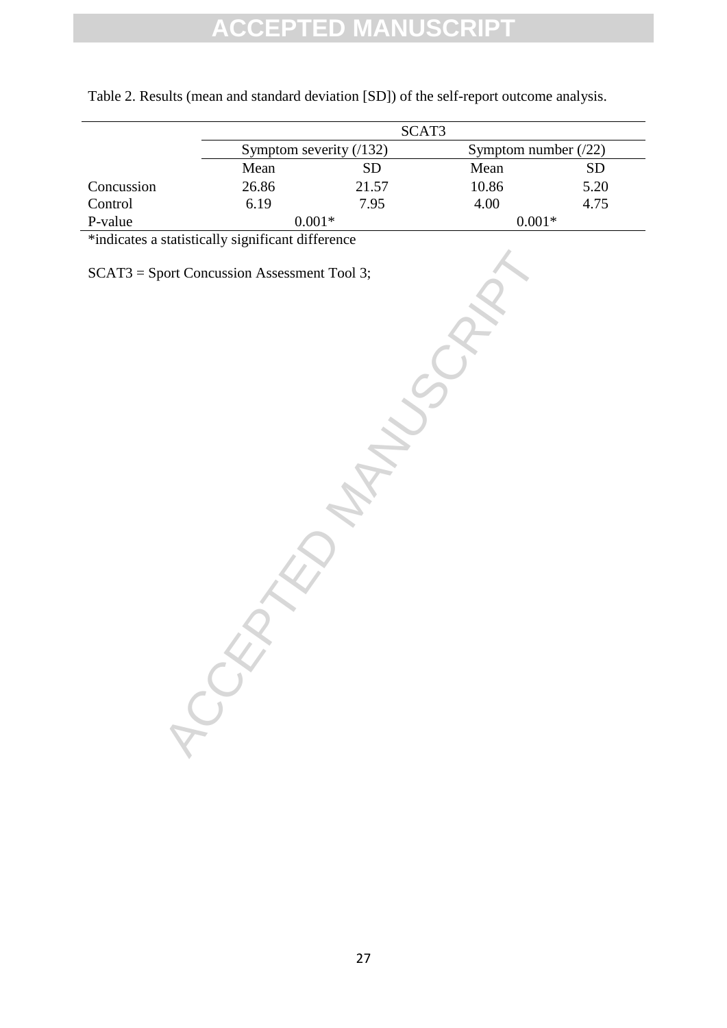Table 2. Results (mean and standard deviation [SD]) of the self-report outcome analysis.

| | SCAT3 | | | |
|---|---|---|---|---|
| | Symptom severity (/132) | | Symptom number (/22) | |
| | Mean | SD | Mean | SD |
| Concussion | 26.86 | 21.57 | 10.86 | 5.20 |
| Control | 6.19 | 7.95 | 4.00 | 4.75 |
| P-value | 0.001* | | 0.001* | |

*indicates a statistically significant difference

SCAT3 = Sport Concussion Assessment Tool 3;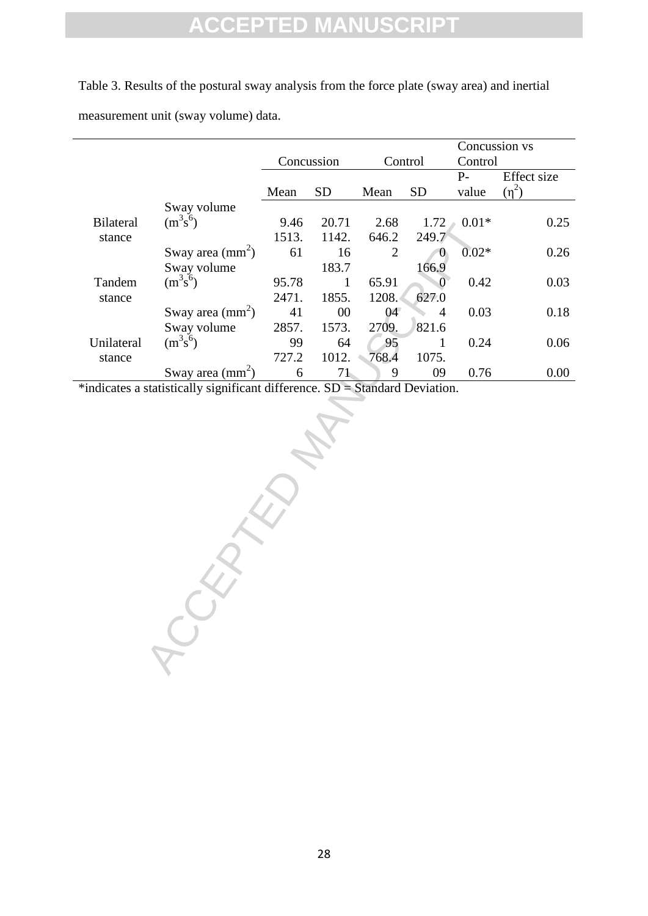Table 3. Results of the postural sway analysis from the force plate (sway area) and inertial measurement unit (sway volume) data.

| | | Concussion | | Control | | Concussion vs Control | |
|---|---|---|---|---|---|---|---|
| | | Mean | SD | Mean | SD | P-value | Effect size ($\eta^2$) |
| Bilateral stance | Sway volume ($m^3s^6$) | 9.46 | 20.71 | 2.68 | 1.72 | 0.01* | 0.25 |
| | Sway area ($mm^2$) | 1513.61 | 1142.16 | 646.22 | 249.70 | 0.02* | 0.26 |
| Tandem stance | Sway volume ($m^3s^6$) | 95.78 | 183.71 | 65.91 | 166.90 | 0.42 | 0.03 |
| | Sway area ($mm^2$) | 2471.41 | 1855.00 | 1208.04 | 627.04 | 0.03 | 0.18 |
| Unilateral stance | Sway volume ($m^3s^6$) | 2857.99 | 1573.64 | 2709.95 | 821.61 | 0.24 | 0.06 |
| | Sway area ($mm^2$) | 727.26 | 1012.71 | 768.49 | 1075.09 | 0.76 | 0.00 |

*indicates a statistically significant difference. SD = Standard Deviation.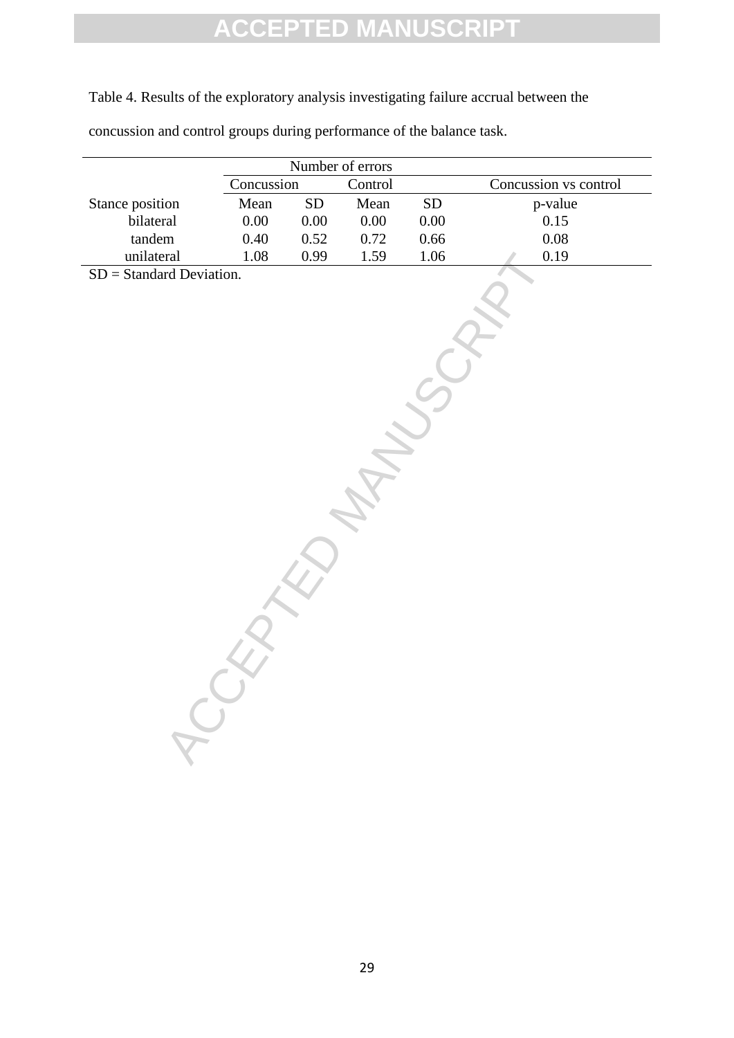Table 4. Results of the exploratory analysis investigating failure accrual between the concussion and control groups during performance of the balance task.

| | Number of errors | | | | |
|---|---|---|---|---|---|
| | Concussion | | Control | | Concussion vs control |
| Stance position | Mean | SD | Mean | SD | p-value |
| bilateral | 0.00 | 0.00 | 0.00 | 0.00 | 0.15 |
| tandem | 0.40 | 0.52 | 0.72 | 0.66 | 0.08 |
| unilateral | 1.08 | 0.99 | 1.59 | 1.06 | 0.19 |

SD = Standard Deviation.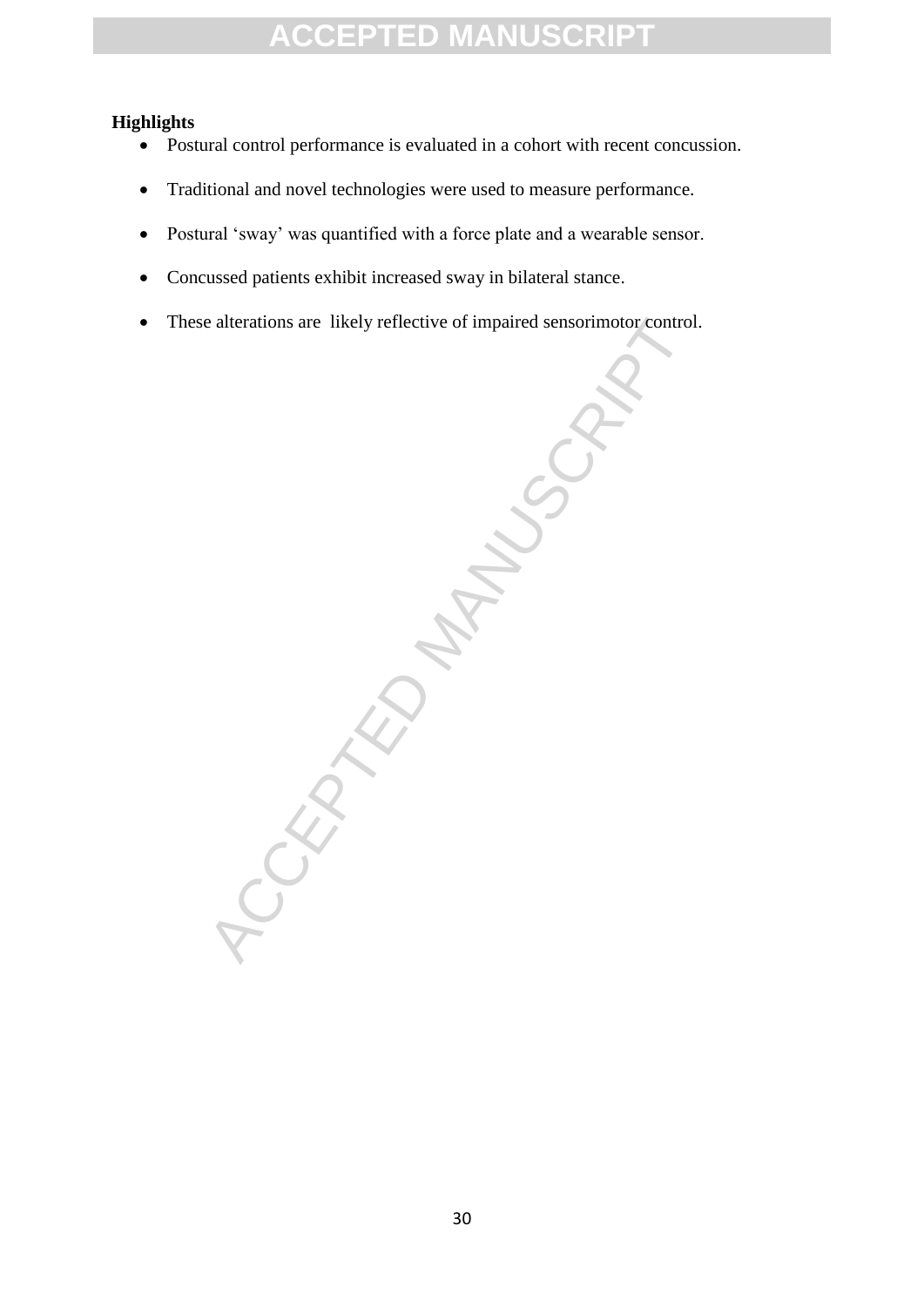**Highlights**

- Postural control performance is evaluated in a cohort with recent concussion.
- Traditional and novel technologies were used to measure performance.
- Postural 'sway' was quantified with a force plate and a wearable sensor.
- Concussed patients exhibit increased sway in bilateral stance.
- These alterations are likely reflective of impaired sensorimotor control.